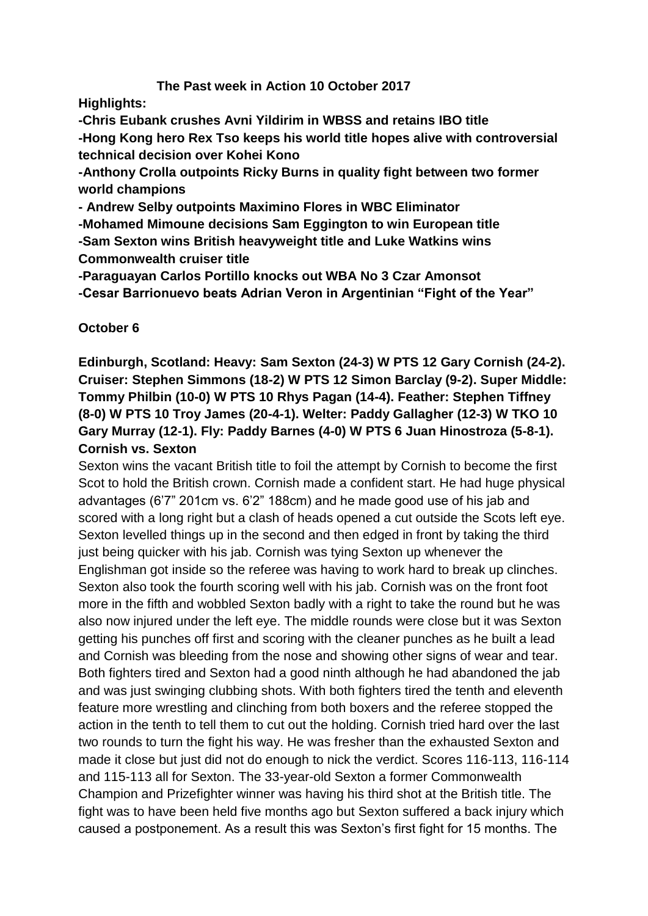# The Past week in Action 10 October 2017

**Highlights:**

**-Chris Eubank crushes Avni Yildirim in WBSS and retains IBO title**

**-Hong Kong hero Rex Tso keeps his world title hopes alive with controversial technical decision over Kohei Kono**

**-Anthony Crolla outpoints Ricky Burns in quality fight between two former world champions**

**- Andrew Selby outpoints Maximino Flores in WBC Eliminator**

**-Mohamed Mimoune decisions Sam Eggington to win European title**

**-Sam Sexton wins British heavyweight title and Luke Watkins wins Commonwealth cruiser title**

**-Paraguayan Carlos Portillo knocks out WBA No 3 Czar Amonsot**

**-Cesar Barrionuevo beats Adrian Veron in Argentinian "Fight of the Year"**

## October 6

**Edinburgh, Scotland: Heavy: Sam Sexton (24-3) W PTS 12 Gary Cornish (24-2). Cruiser: Stephen Simmons (18-2) W PTS 12 Simon Barclay (9-2). Super Middle: Tommy Philbin (10-0) W PTS 10 Rhys Pagan (14-4). Feather: Stephen Tiffney (8-0) W PTS 10 Troy James (20-4-1). Welter: Paddy Gallagher (12-3) W TKO 10 Gary Murray (12-1). Fly: Paddy Barnes (4-0) W PTS 6 Juan Hinostroza (5-8-1).**

**Cornish vs. Sexton**

Sexton wins the vacant British title to foil the attempt by Cornish to become the first Scot to hold the British crown. Cornish made a confident start. He had huge physical advantages (6'7" 201cm vs. 6'2" 188cm) and he made good use of his jab and scored with a long right but a clash of heads opened a cut outside the Scots left eye. Sexton levelled things up in the second and then edged in front by taking the third just being quicker with his jab. Cornish was tying Sexton up whenever the Englishman got inside so the referee was having to work hard to break up clinches. Sexton also took the fourth scoring well with his jab. Cornish was on the front foot more in the fifth and wobbled Sexton badly with a right to take the round but he was also now injured under the left eye. The middle rounds were close but it was Sexton getting his punches off first and scoring with the cleaner punches as he built a lead and Cornish was bleeding from the nose and showing other signs of wear and tear. Both fighters tired and Sexton had a good ninth although he had abandoned the jab and was just swinging clubbing shots. With both fighters tired the tenth and eleventh feature more wrestling and clinching from both boxers and the referee stopped the action in the tenth to tell them to cut out the holding. Cornish tried hard over the last two rounds to turn the fight his way. He was fresher than the exhausted Sexton and made it close but just did not do enough to nick the verdict. Scores 116-113, 116-114 and 115-113 all for Sexton. The 33-year-old Sexton a former Commonwealth Champion and Prizefighter winner was having his third shot at the British title. The fight was to have been held five months ago but Sexton suffered a back injury which caused a postponement. As a result this was Sexton's first fight for 15 months. The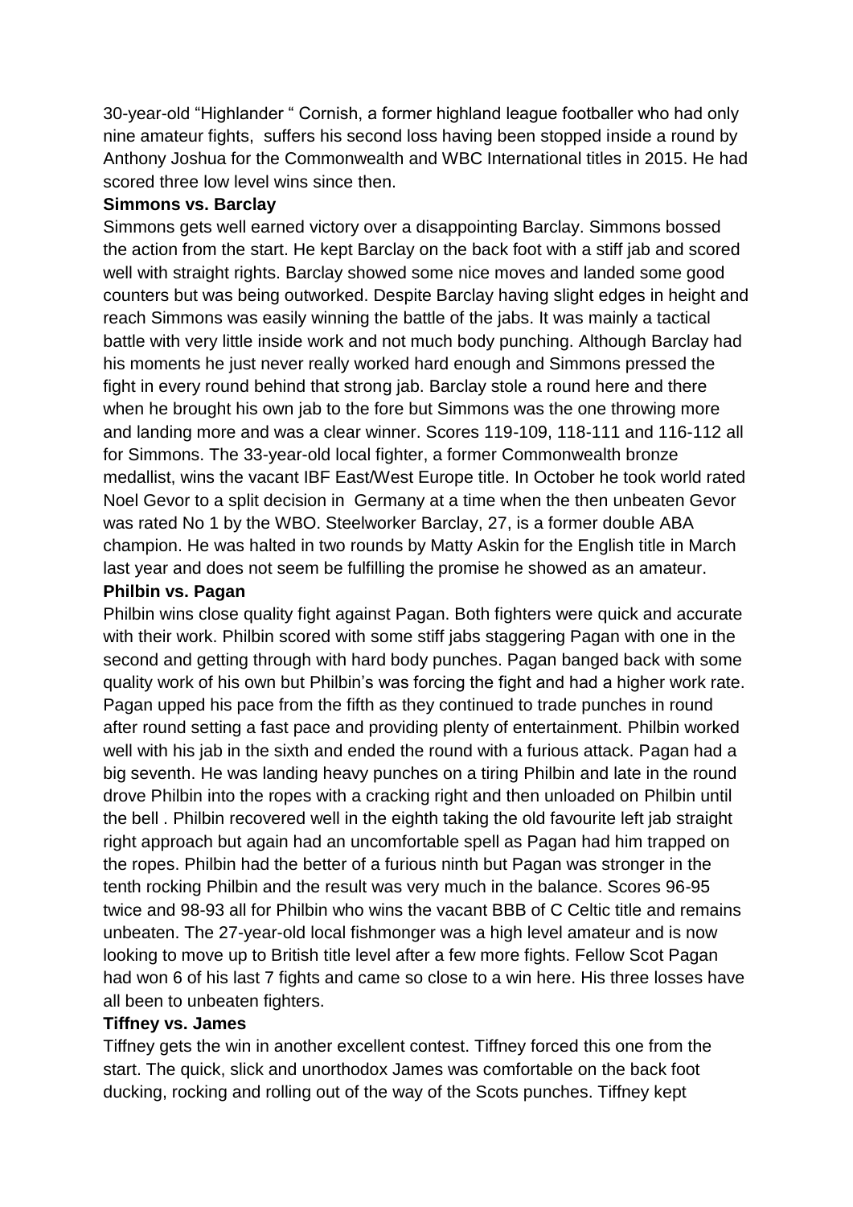30-year-old "Highlander " Cornish, a former highland league footballer who had only nine amateur fights, suffers his second loss having been stopped inside a round by Anthony Joshua for the Commonwealth and WBC International titles in 2015. He had scored three low level wins since then.

**Simmons vs. Barclay**

Simmons gets well earned victory over a disappointing Barclay. Simmons bossed the action from the start. He kept Barclay on the back foot with a stiff jab and scored well with straight rights. Barclay showed some nice moves and landed some good counters but was being outworked. Despite Barclay having slight edges in height and reach Simmons was easily winning the battle of the jabs. It was mainly a tactical battle with very little inside work and not much body punching. Although Barclay had his moments he just never really worked hard enough and Simmons pressed the fight in every round behind that strong jab. Barclay stole a round here and there when he brought his own jab to the fore but Simmons was the one throwing more and landing more and was a clear winner. Scores 119-109, 118-111 and 116-112 all for Simmons. The 33-year-old local fighter, a former Commonwealth bronze medallist, wins the vacant IBF East/West Europe title. In October he took world rated Noel Gevor to a split decision in Germany at a time when the then unbeaten Gevor was rated No 1 by the WBO. Steelworker Barclay, 27, is a former double ABA champion. He was halted in two rounds by Matty Askin for the English title in March last year and does not seem be fulfilling the promise he showed as an amateur.

**Philbin vs. Pagan**

Philbin wins close quality fight against Pagan. Both fighters were quick and accurate with their work. Philbin scored with some stiff jabs staggering Pagan with one in the second and getting through with hard body punches. Pagan banged back with some quality work of his own but Philbin's was forcing the fight and had a higher work rate. Pagan upped his pace from the fifth as they continued to trade punches in round after round setting a fast pace and providing plenty of entertainment. Philbin worked well with his jab in the sixth and ended the round with a furious attack. Pagan had a big seventh. He was landing heavy punches on a tiring Philbin and late in the round drove Philbin into the ropes with a cracking right and then unloaded on Philbin until the bell . Philbin recovered well in the eighth taking the old favourite left jab straight right approach but again had an uncomfortable spell as Pagan had him trapped on the ropes. Philbin had the better of a furious ninth but Pagan was stronger in the tenth rocking Philbin and the result was very much in the balance. Scores 96-95 twice and 98-93 all for Philbin who wins the vacant BBB of C Celtic title and remains unbeaten. The 27-year-old local fishmonger was a high level amateur and is now looking to move up to British title level after a few more fights. Fellow Scot Pagan had won 6 of his last 7 fights and came so close to a win here. His three losses have all been to unbeaten fighters.

**Tiffney vs. James**

Tiffney gets the win in another excellent contest. Tiffney forced this one from the start. The quick, slick and unorthodox James was comfortable on the back foot ducking, rocking and rolling out of the way of the Scots punches. Tiffney kept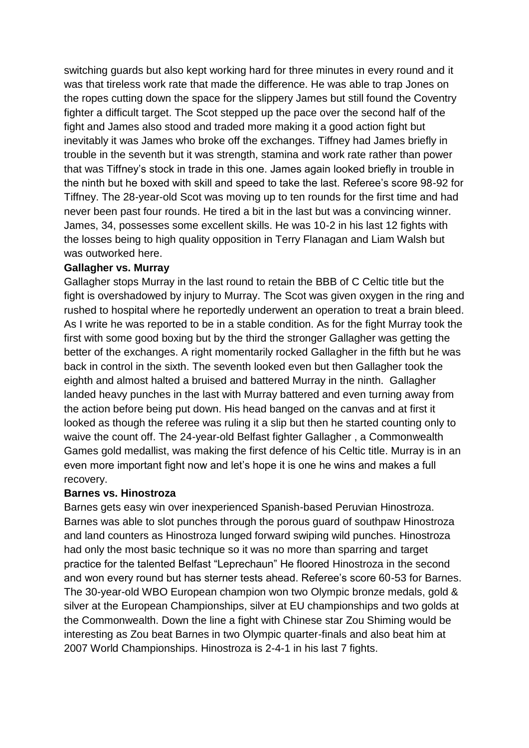switching guards but also kept working hard for three minutes in every round and it was that tireless work rate that made the difference. He was able to trap Jones on the ropes cutting down the space for the slippery James but still found the Coventry fighter a difficult target. The Scot stepped up the pace over the second half of the fight and James also stood and traded more making it a good action fight but inevitably it was James who broke off the exchanges. Tiffney had James briefly in trouble in the seventh but it was strength, stamina and work rate rather than power that was Tiffney's stock in trade in this one. James again looked briefly in trouble in the ninth but he boxed with skill and speed to take the last. Referee's score 98-92 for Tiffney. The 28-year-old Scot was moving up to ten rounds for the first time and had never been past four rounds. He tired a bit in the last but was a convincing winner. James, 34, possesses some excellent skills. He was 10-2 in his last 12 fights with the losses being to high quality opposition in Terry Flanagan and Liam Walsh but was outworked here.

**Gallagher vs. Murray**

Gallagher stops Murray in the last round to retain the BBB of C Celtic title but the fight is overshadowed by injury to Murray. The Scot was given oxygen in the ring and rushed to hospital where he reportedly underwent an operation to treat a brain bleed. As I write he was reported to be in a stable condition. As for the fight Murray took the first with some good boxing but by the third the stronger Gallagher was getting the better of the exchanges. A right momentarily rocked Gallagher in the fifth but he was back in control in the sixth. The seventh looked even but then Gallagher took the eighth and almost halted a bruised and battered Murray in the ninth. Gallagher landed heavy punches in the last with Murray battered and even turning away from the action before being put down. His head banged on the canvas and at first it looked as though the referee was ruling it a slip but then he started counting only to waive the count off. The 24-year-old Belfast fighter Gallagher , a Commonwealth Games gold medallist, was making the first defence of his Celtic title. Murray is in an even more important fight now and let's hope it is one he wins and makes a full recovery.

**Barnes vs. Hinostroza**

Barnes gets easy win over inexperienced Spanish-based Peruvian Hinostroza. Barnes was able to slot punches through the porous guard of southpaw Hinostroza and land counters as Hinostroza lunged forward swiping wild punches. Hinostroza had only the most basic technique so it was no more than sparring and target practice for the talented Belfast "Leprechaun" He floored Hinostroza in the second and won every round but has sterner tests ahead. Referee's score 60-53 for Barnes. The 30-year-old WBO European champion won two Olympic bronze medals, gold & silver at the European Championships, silver at EU championships and two golds at the Commonwealth. Down the line a fight with Chinese star Zou Shiming would be interesting as Zou beat Barnes in two Olympic quarter-finals and also beat him at 2007 World Championships. Hinostroza is 2-4-1 in his last 7 fights.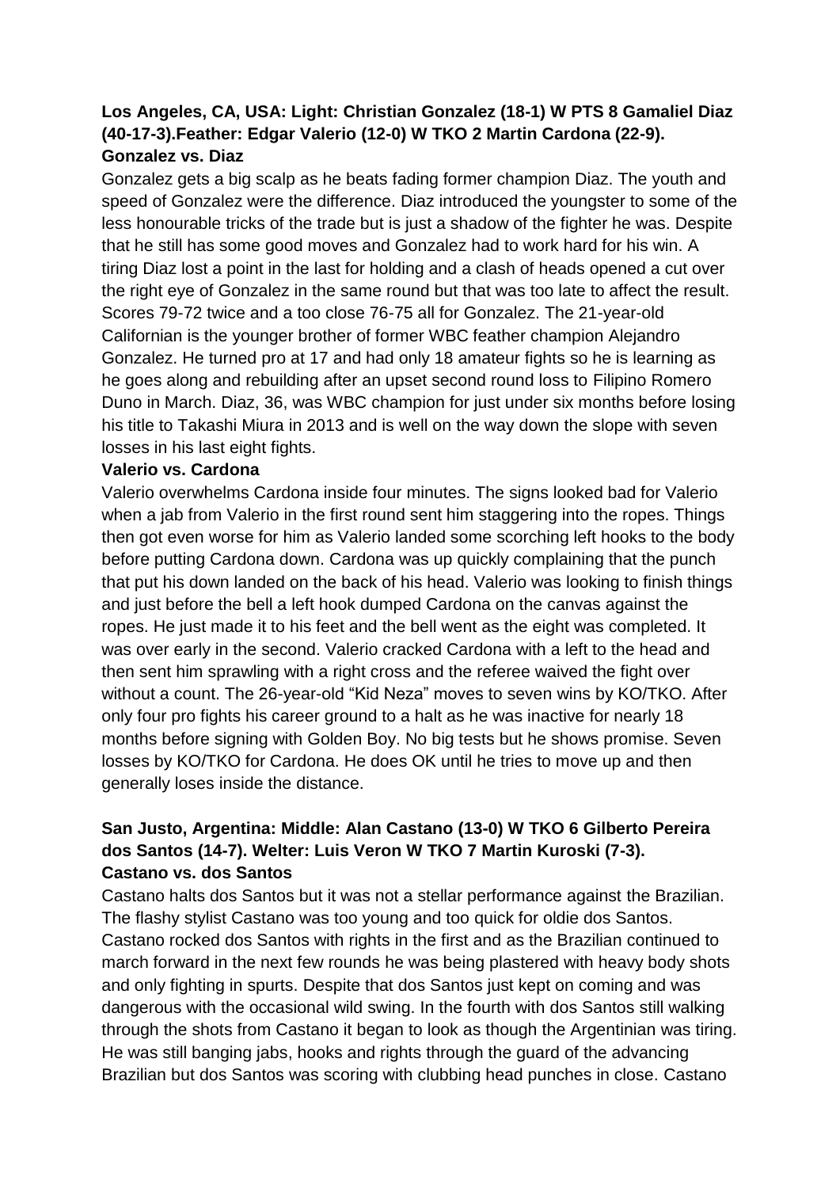**Los Angeles, CA, USA: Light: Christian Gonzalez (18-1) W PTS 8 Gamaliel Diaz (40-17-3).Feather: Edgar Valerio (12-0) W TKO 2 Martin Cardona (22-9).**
**Gonzalez vs. Diaz**

Gonzalez gets a big scalp as he beats fading former champion Diaz. The youth and speed of Gonzalez were the difference. Diaz introduced the youngster to some of the less honourable tricks of the trade but is just a shadow of the fighter he was. Despite that he still has some good moves and Gonzalez had to work hard for his win. A tiring Diaz lost a point in the last for holding and a clash of heads opened a cut over the right eye of Gonzalez in the same round but that was too late to affect the result. Scores 79-72 twice and a too close 76-75 all for Gonzalez. The 21-year-old Californian is the younger brother of former WBC feather champion Alejandro Gonzalez. He turned pro at 17 and had only 18 amateur fights so he is learning as he goes along and rebuilding after an upset second round loss to Filipino Romero Duno in March. Diaz, 36, was WBC champion for just under six months before losing his title to Takashi Miura in 2013 and is well on the way down the slope with seven losses in his last eight fights.

**Valerio vs. Cardona**

Valerio overwhelms Cardona inside four minutes. The signs looked bad for Valerio when a jab from Valerio in the first round sent him staggering into the ropes. Things then got even worse for him as Valerio landed some scorching left hooks to the body before putting Cardona down. Cardona was up quickly complaining that the punch that put his down landed on the back of his head. Valerio was looking to finish things and just before the bell a left hook dumped Cardona on the canvas against the ropes. He just made it to his feet and the bell went as the eight was completed. It was over early in the second. Valerio cracked Cardona with a left to the head and then sent him sprawling with a right cross and the referee waived the fight over without a count. The 26-year-old "Kid Neza" moves to seven wins by KO/TKO. After only four pro fights his career ground to a halt as he was inactive for nearly 18 months before signing with Golden Boy. No big tests but he shows promise. Seven losses by KO/TKO for Cardona. He does OK until he tries to move up and then generally loses inside the distance.

**San Justo, Argentina: Middle: Alan Castano (13-0) W TKO 6 Gilberto Pereira dos Santos (14-7). Welter: Luis Veron W TKO 7 Martin Kuroski (7-3).**
**Castano vs. dos Santos**

Castano halts dos Santos but it was not a stellar performance against the Brazilian. The flashy stylist Castano was too young and too quick for oldie dos Santos. Castano rocked dos Santos with rights in the first and as the Brazilian continued to march forward in the next few rounds he was being plastered with heavy body shots and only fighting in spurts. Despite that dos Santos just kept on coming and was dangerous with the occasional wild swing. In the fourth with dos Santos still walking through the shots from Castano it began to look as though the Argentinian was tiring. He was still banging jabs, hooks and rights through the guard of the advancing Brazilian but dos Santos was scoring with clubbing head punches in close. Castano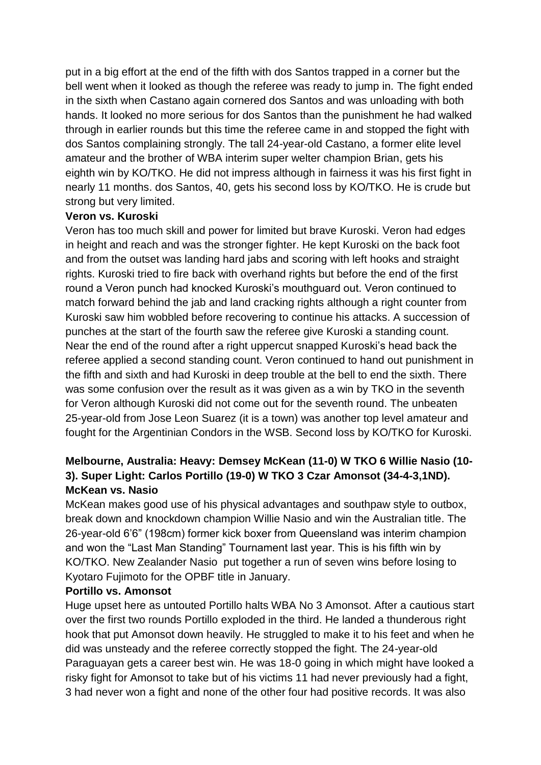put in a big effort at the end of the fifth with dos Santos trapped in a corner but the bell went when it looked as though the referee was ready to jump in. The fight ended in the sixth when Castano again cornered dos Santos and was unloading with both hands. It looked no more serious for dos Santos than the punishment he had walked through in earlier rounds but this time the referee came in and stopped the fight with dos Santos complaining strongly. The tall 24-year-old Castano, a former elite level amateur and the brother of WBA interim super welter champion Brian, gets his eighth win by KO/TKO. He did not impress although in fairness it was his first fight in nearly 11 months. dos Santos, 40, gets his second loss by KO/TKO. He is crude but strong but very limited.

**Veron vs. Kuroski**

Veron has too much skill and power for limited but brave Kuroski. Veron had edges in height and reach and was the stronger fighter. He kept Kuroski on the back foot and from the outset was landing hard jabs and scoring with left hooks and straight rights. Kuroski tried to fire back with overhand rights but before the end of the first round a Veron punch had knocked Kuroski's mouthguard out. Veron continued to match forward behind the jab and land cracking rights although a right counter from Kuroski saw him wobbled before recovering to continue his attacks. A succession of punches at the start of the fourth saw the referee give Kuroski a standing count. Near the end of the round after a right uppercut snapped Kuroski's head back the referee applied a second standing count. Veron continued to hand out punishment in the fifth and sixth and had Kuroski in deep trouble at the bell to end the sixth. There was some confusion over the result as it was given as a win by TKO in the seventh for Veron although Kuroski did not come out for the seventh round. The unbeaten 25-year-old from Jose Leon Suarez (it is a town) was another top level amateur and fought for the Argentinian Condors in the WSB. Second loss by KO/TKO for Kuroski.

**Melbourne, Australia: Heavy: Demsey McKean (11-0) W TKO 6 Willie Nasio (10-3). Super Light: Carlos Portillo (19-0) W TKO 3 Czar Amonsot (34-4-3,1ND).**

**McKean vs. Nasio**

McKean makes good use of his physical advantages and southpaw style to outbox, break down and knockdown champion Willie Nasio and win the Australian title. The 26-year-old 6'6" (198cm) former kick boxer from Queensland was interim champion and won the "Last Man Standing" Tournament last year. This is his fifth win by KO/TKO. New Zealander Nasio put together a run of seven wins before losing to Kyotaro Fujimoto for the OPBF title in January.

**Portillo vs. Amonsot**

Huge upset here as untouted Portillo halts WBA No 3 Amonsot. After a cautious start over the first two rounds Portillo exploded in the third. He landed a thunderous right hook that put Amonsot down heavily. He struggled to make it to his feet and when he did was unsteady and the referee correctly stopped the fight. The 24-year-old Paraguayan gets a career best win. He was 18-0 going in which might have looked a risky fight for Amonsot to take but of his victims 11 had never previously had a fight, 3 had never won a fight and none of the other four had positive records. It was also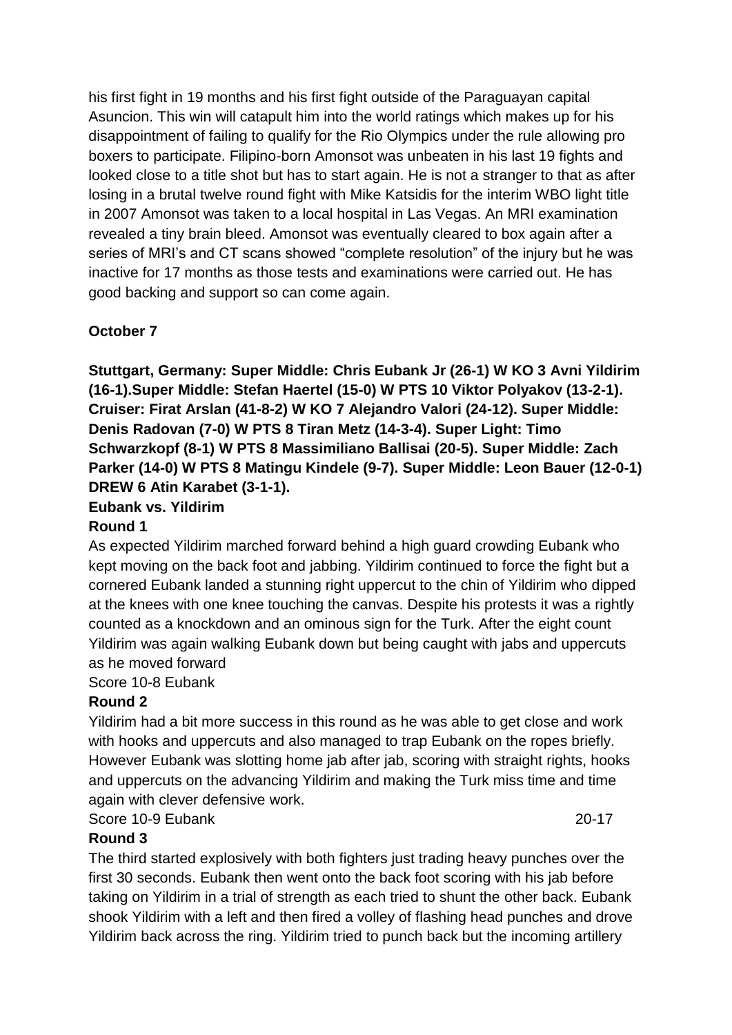his first fight in 19 months and his first fight outside of the Paraguayan capital Asuncion. This win will catapult him into the world ratings which makes up for his disappointment of failing to qualify for the Rio Olympics under the rule allowing pro boxers to participate. Filipino-born Amonsot was unbeaten in his last 19 fights and looked close to a title shot but has to start again. He is not a stranger to that as after losing in a brutal twelve round fight with Mike Katsidis for the interim WBO light title in 2007 Amonsot was taken to a local hospital in Las Vegas. An MRI examination revealed a tiny brain bleed. Amonsot was eventually cleared to box again after a series of MRI's and CT scans showed "complete resolution" of the injury but he was inactive for 17 months as those tests and examinations were carried out. He has good backing and support so can come again.

**October 7**

**Stuttgart, Germany: Super Middle: Chris Eubank Jr (26-1) W KO 3 Avni Yildirim (16-1).Super Middle: Stefan Haertel (15-0) W PTS 10 Viktor Polyakov (13-2-1). Cruiser: Firat Arslan (41-8-2) W KO 7 Alejandro Valori (24-12). Super Middle: Denis Radovan (7-0) W PTS 8 Tiran Metz (14-3-4). Super Light: Timo Schwarzkopf (8-1) W PTS 8 Massimiliano Ballisai (20-5). Super Middle: Zach Parker (14-0) W PTS 8 Matingu Kindele (9-7). Super Middle: Leon Bauer (12-0-1) DREW 6 Atin Karabet (3-1-1).**

**Eubank vs. Yildirim**

**Round 1**

As expected Yildirim marched forward behind a high guard crowding Eubank who kept moving on the back foot and jabbing. Yildirim continued to force the fight but a cornered Eubank landed a stunning right uppercut to the chin of Yildirim who dipped at the knees with one knee touching the canvas. Despite his protests it was a rightly counted as a knockdown and an ominous sign for the Turk. After the eight count Yildirim was again walking Eubank down but being caught with jabs and uppercuts as he moved forward

Score 10-8 Eubank

**Round 2**

Yildirim had a bit more success in this round as he was able to get close and work with hooks and uppercuts and also managed to trap Eubank on the ropes briefly. However Eubank was slotting home jab after jab, scoring with straight rights, hooks and uppercuts on the advancing Yildirim and making the Turk miss time and time again with clever defensive work.

Score 10-9 Eubank 20-17

**Round 3**

The third started explosively with both fighters just trading heavy punches over the first 30 seconds. Eubank then went onto the back foot scoring with his jab before taking on Yildirim in a trial of strength as each tried to shunt the other back. Eubank shook Yildirim with a left and then fired a volley of flashing head punches and drove Yildirim back across the ring. Yildirim tried to punch back but the incoming artillery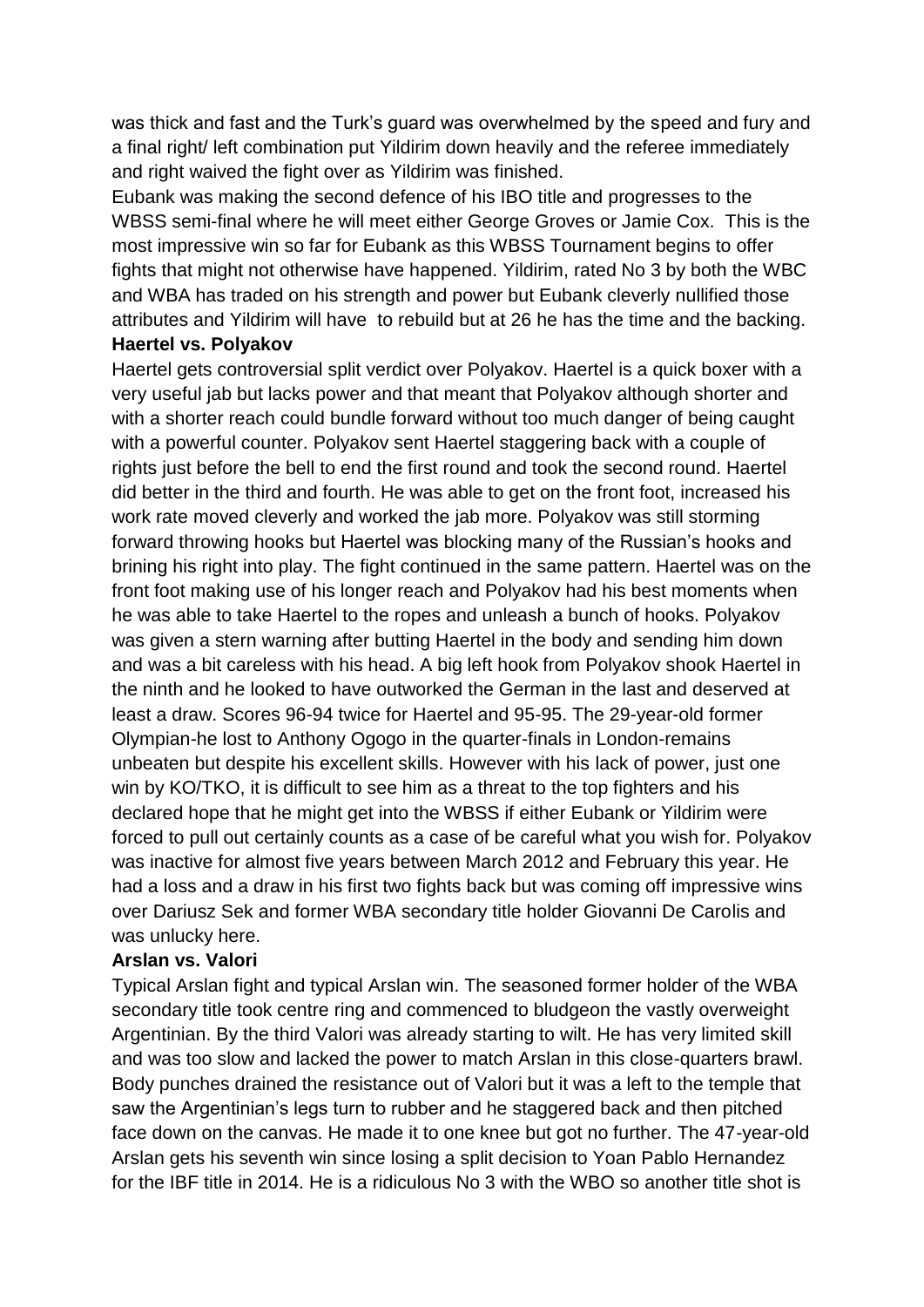was thick and fast and the Turk's guard was overwhelmed by the speed and fury and a final right/ left combination put Yildirim down heavily and the referee immediately and right waived the fight over as Yildirim was finished.

Eubank was making the second defence of his IBO title and progresses to the WBSS semi-final where he will meet either George Groves or Jamie Cox. This is the most impressive win so far for Eubank as this WBSS Tournament begins to offer fights that might not otherwise have happened. Yildirim, rated No 3 by both the WBC and WBA has traded on his strength and power but Eubank cleverly nullified those attributes and Yildirim will have to rebuild but at 26 he has the time and the backing.

**Haertel vs. Polyakov**

Haertel gets controversial split verdict over Polyakov. Haertel is a quick boxer with a very useful jab but lacks power and that meant that Polyakov although shorter and with a shorter reach could bundle forward without too much danger of being caught with a powerful counter. Polyakov sent Haertel staggering back with a couple of rights just before the bell to end the first round and took the second round. Haertel did better in the third and fourth. He was able to get on the front foot, increased his work rate moved cleverly and worked the jab more. Polyakov was still storming forward throwing hooks but Haertel was blocking many of the Russian's hooks and brining his right into play. The fight continued in the same pattern. Haertel was on the front foot making use of his longer reach and Polyakov had his best moments when he was able to take Haertel to the ropes and unleash a bunch of hooks. Polyakov was given a stern warning after butting Haertel in the body and sending him down and was a bit careless with his head. A big left hook from Polyakov shook Haertel in the ninth and he looked to have outworked the German in the last and deserved at least a draw. Scores 96-94 twice for Haertel and 95-95. The 29-year-old former Olympian-he lost to Anthony Ogogo in the quarter-finals in London-remains unbeaten but despite his excellent skills. However with his lack of power, just one win by KO/TKO, it is difficult to see him as a threat to the top fighters and his declared hope that he might get into the WBSS if either Eubank or Yildirim were forced to pull out certainly counts as a case of be careful what you wish for. Polyakov was inactive for almost five years between March 2012 and February this year. He had a loss and a draw in his first two fights back but was coming off impressive wins over Dariusz Sek and former WBA secondary title holder Giovanni De Carolis and was unlucky here.

**Arslan vs. Valori**

Typical Arslan fight and typical Arslan win. The seasoned former holder of the WBA secondary title took centre ring and commenced to bludgeon the vastly overweight Argentinian. By the third Valori was already starting to wilt. He has very limited skill and was too slow and lacked the power to match Arslan in this close-quarters brawl. Body punches drained the resistance out of Valori but it was a left to the temple that saw the Argentinian's legs turn to rubber and he staggered back and then pitched face down on the canvas. He made it to one knee but got no further. The 47-year-old Arslan gets his seventh win since losing a split decision to Yoan Pablo Hernandez for the IBF title in 2014. He is a ridiculous No 3 with the WBO so another title shot is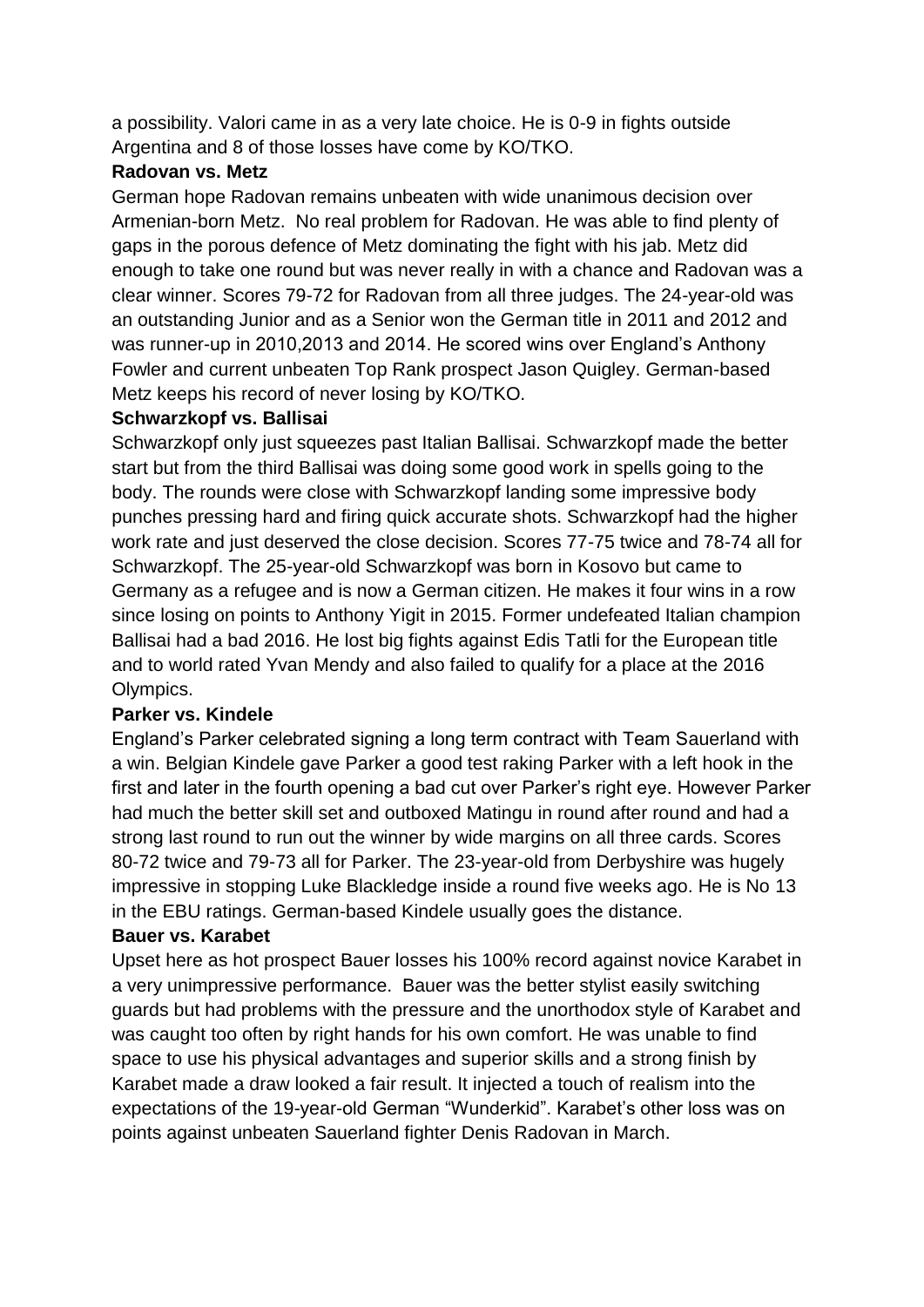a possibility. Valori came in as a very late choice. He is 0-9 in fights outside Argentina and 8 of those losses have come by KO/TKO.

**Radovan vs. Metz**

German hope Radovan remains unbeaten with wide unanimous decision over Armenian-born Metz. No real problem for Radovan. He was able to find plenty of gaps in the porous defence of Metz dominating the fight with his jab. Metz did enough to take one round but was never really in with a chance and Radovan was a clear winner. Scores 79-72 for Radovan from all three judges. The 24-year-old was an outstanding Junior and as a Senior won the German title in 2011 and 2012 and was runner-up in 2010,2013 and 2014. He scored wins over England's Anthony Fowler and current unbeaten Top Rank prospect Jason Quigley. German-based Metz keeps his record of never losing by KO/TKO.

**Schwarzkopf vs. Ballisai**

Schwarzkopf only just squeezes past Italian Ballisai. Schwarzkopf made the better start but from the third Ballisai was doing some good work in spells going to the body. The rounds were close with Schwarzkopf landing some impressive body punches pressing hard and firing quick accurate shots. Schwarzkopf had the higher work rate and just deserved the close decision. Scores 77-75 twice and 78-74 all for Schwarzkopf. The 25-year-old Schwarzkopf was born in Kosovo but came to Germany as a refugee and is now a German citizen. He makes it four wins in a row since losing on points to Anthony Yigit in 2015. Former undefeated Italian champion Ballisai had a bad 2016. He lost big fights against Edis Tatli for the European title and to world rated Yvan Mendy and also failed to qualify for a place at the 2016 Olympics.

**Parker vs. Kindele**

England's Parker celebrated signing a long term contract with Team Sauerland with a win. Belgian Kindele gave Parker a good test raking Parker with a left hook in the first and later in the fourth opening a bad cut over Parker's right eye. However Parker had much the better skill set and outboxed Matingu in round after round and had a strong last round to run out the winner by wide margins on all three cards. Scores 80-72 twice and 79-73 all for Parker. The 23-year-old from Derbyshire was hugely impressive in stopping Luke Blackledge inside a round five weeks ago. He is No 13 in the EBU ratings. German-based Kindele usually goes the distance.

**Bauer vs. Karabet**

Upset here as hot prospect Bauer losses his 100% record against novice Karabet in a very unimpressive performance. Bauer was the better stylist easily switching guards but had problems with the pressure and the unorthodox style of Karabet and was caught too often by right hands for his own comfort. He was unable to find space to use his physical advantages and superior skills and a strong finish by Karabet made a draw looked a fair result. It injected a touch of realism into the expectations of the 19-year-old German "Wunderkid". Karabet's other loss was on points against unbeaten Sauerland fighter Denis Radovan in March.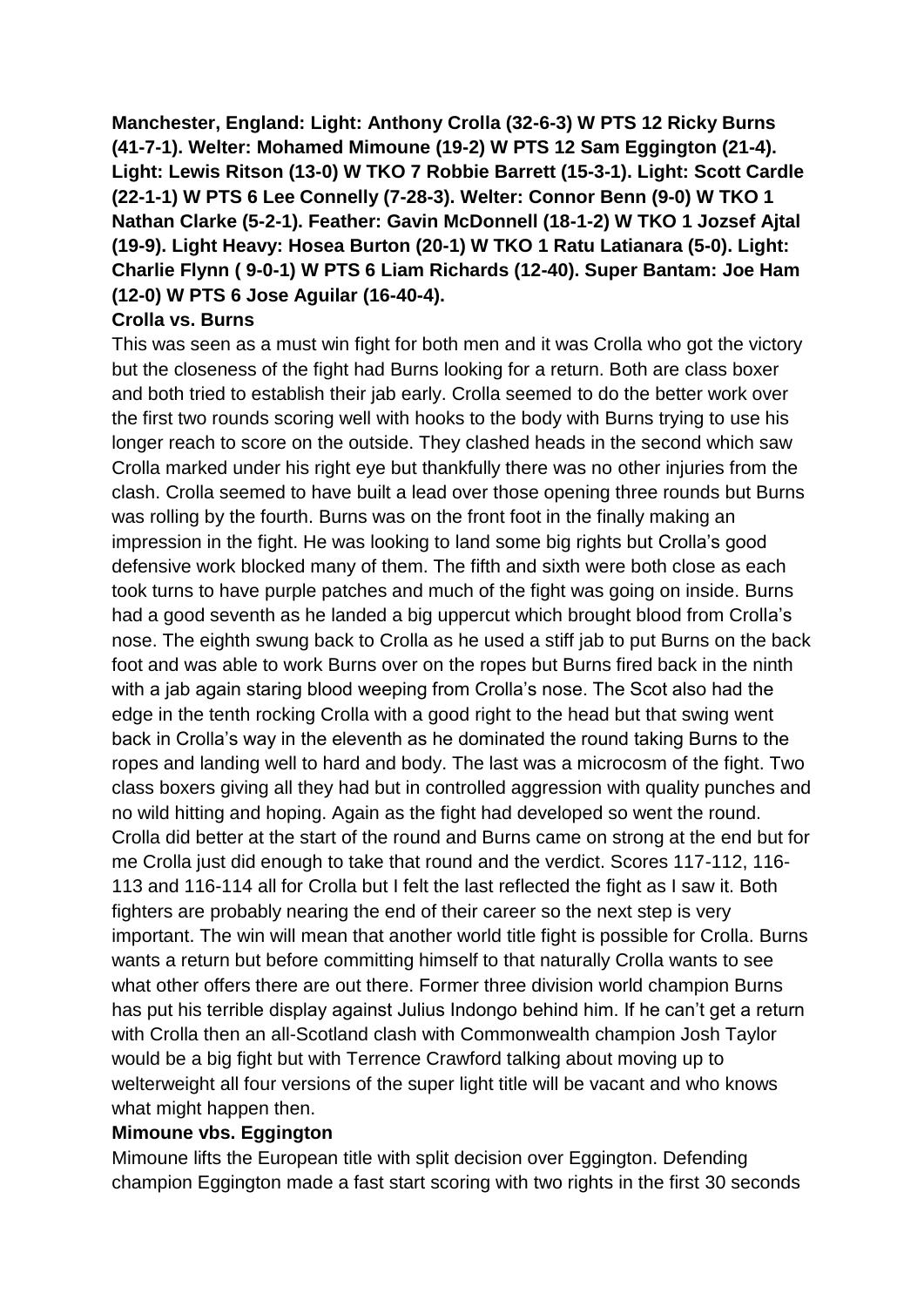**Manchester, England: Light: Anthony Crolla (32-6-3) W PTS 12 Ricky Burns (41-7-1). Welter: Mohamed Mimoune (19-2) W PTS 12 Sam Eggington (21-4). Light: Lewis Ritson (13-0) W TKO 7 Robbie Barrett (15-3-1). Light: Scott Cardle (22-1-1) W PTS 6 Lee Connelly (7-28-3). Welter: Connor Benn (9-0) W TKO 1 Nathan Clarke (5-2-1). Feather: Gavin McDonnell (18-1-2) W TKO 1 Jozsef Ajtal (19-9). Light Heavy: Hosea Burton (20-1) W TKO 1 Ratu Latianara (5-0). Light: Charlie Flynn ( 9-0-1) W PTS 6 Liam Richards (12-40). Super Bantam: Joe Ham (12-0) W PTS 6 Jose Aguilar (16-40-4).**

**Crolla vs. Burns**

This was seen as a must win fight for both men and it was Crolla who got the victory but the closeness of the fight had Burns looking for a return. Both are class boxer and both tried to establish their jab early. Crolla seemed to do the better work over the first two rounds scoring well with hooks to the body with Burns trying to use his longer reach to score on the outside. They clashed heads in the second which saw Crolla marked under his right eye but thankfully there was no other injuries from the clash. Crolla seemed to have built a lead over those opening three rounds but Burns was rolling by the fourth. Burns was on the front foot in the finally making an impression in the fight. He was looking to land some big rights but Crolla's good defensive work blocked many of them. The fifth and sixth were both close as each took turns to have purple patches and much of the fight was going on inside. Burns had a good seventh as he landed a big uppercut which brought blood from Crolla's nose. The eighth swung back to Crolla as he used a stiff jab to put Burns on the back foot and was able to work Burns over on the ropes but Burns fired back in the ninth with a jab again staring blood weeping from Crolla's nose. The Scot also had the edge in the tenth rocking Crolla with a good right to the head but that swing went back in Crolla's way in the eleventh as he dominated the round taking Burns to the ropes and landing well to hard and body. The last was a microcosm of the fight. Two class boxers giving all they had but in controlled aggression with quality punches and no wild hitting and hoping. Again as the fight had developed so went the round. Crolla did better at the start of the round and Burns came on strong at the end but for me Crolla just did enough to take that round and the verdict. Scores 117-112, 116-113 and 116-114 all for Crolla but I felt the last reflected the fight as I saw it. Both fighters are probably nearing the end of their career so the next step is very important. The win will mean that another world title fight is possible for Crolla. Burns wants a return but before committing himself to that naturally Crolla wants to see what other offers there are out there. Former three division world champion Burns has put his terrible display against Julius Indongo behind him. If he can't get a return with Crolla then an all-Scotland clash with Commonwealth champion Josh Taylor would be a big fight but with Terrence Crawford talking about moving up to welterweight all four versions of the super light title will be vacant and who knows what might happen then.

**Mimoune vbs. Eggington**

Mimoune lifts the European title with split decision over Eggington. Defending champion Eggington made a fast start scoring with two rights in the first 30 seconds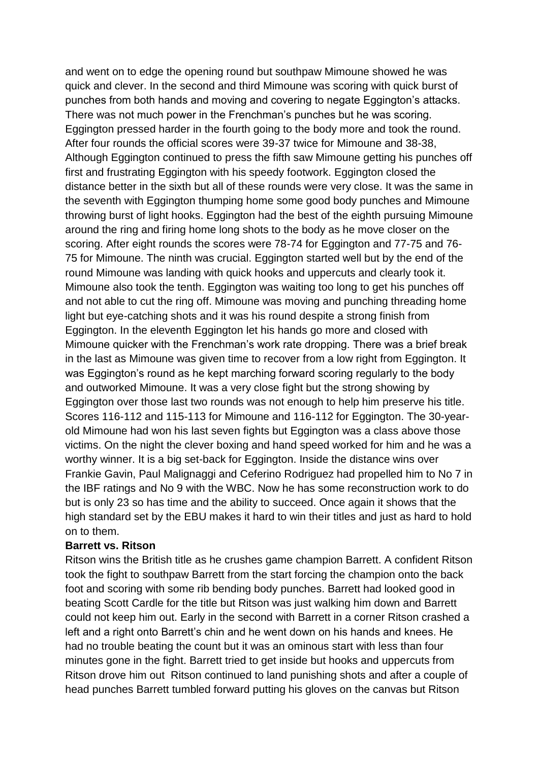and went on to edge the opening round but southpaw Mimoune showed he was quick and clever. In the second and third Mimoune was scoring with quick burst of punches from both hands and moving and covering to negate Eggington's attacks. There was not much power in the Frenchman's punches but he was scoring. Eggington pressed harder in the fourth going to the body more and took the round. After four rounds the official scores were 39-37 twice for Mimoune and 38-38, Although Eggington continued to press the fifth saw Mimoune getting his punches off first and frustrating Eggington with his speedy footwork. Eggington closed the distance better in the sixth but all of these rounds were very close. It was the same in the seventh with Eggington thumping home some good body punches and Mimoune throwing burst of light hooks. Eggington had the best of the eighth pursuing Mimoune around the ring and firing home long shots to the body as he move closer on the scoring. After eight rounds the scores were 78-74 for Eggington and 77-75 and 76-75 for Mimoune. The ninth was crucial. Eggington started well but by the end of the round Mimoune was landing with quick hooks and uppercuts and clearly took it. Mimoune also took the tenth. Eggington was waiting too long to get his punches off and not able to cut the ring off. Mimoune was moving and punching threading home light but eye-catching shots and it was his round despite a strong finish from Eggington. In the eleventh Eggington let his hands go more and closed with Mimoune quicker with the Frenchman's work rate dropping. There was a brief break in the last as Mimoune was given time to recover from a low right from Eggington. It was Eggington's round as he kept marching forward scoring regularly to the body and outworked Mimoune. It was a very close fight but the strong showing by Eggington over those last two rounds was not enough to help him preserve his title. Scores 116-112 and 115-113 for Mimoune and 116-112 for Eggington. The 30-year-old Mimoune had won his last seven fights but Eggington was a class above those victims. On the night the clever boxing and hand speed worked for him and he was a worthy winner. It is a big set-back for Eggington. Inside the distance wins over Frankie Gavin, Paul Malignaggi and Ceferino Rodriguez had propelled him to No 7 in the IBF ratings and No 9 with the WBC. Now he has some reconstruction work to do but is only 23 so has time and the ability to succeed. Once again it shows that the high standard set by the EBU makes it hard to win their titles and just as hard to hold on to them.

**Barrett vs. Ritson**

Ritson wins the British title as he crushes game champion Barrett. A confident Ritson took the fight to southpaw Barrett from the start forcing the champion onto the back foot and scoring with some rib bending body punches. Barrett had looked good in beating Scott Cardle for the title but Ritson was just walking him down and Barrett could not keep him out. Early in the second with Barrett in a corner Ritson crashed a left and a right onto Barrett's chin and he went down on his hands and knees. He had no trouble beating the count but it was an ominous start with less than four minutes gone in the fight. Barrett tried to get inside but hooks and uppercuts from Ritson drove him out Ritson continued to land punishing shots and after a couple of head punches Barrett tumbled forward putting his gloves on the canvas but Ritson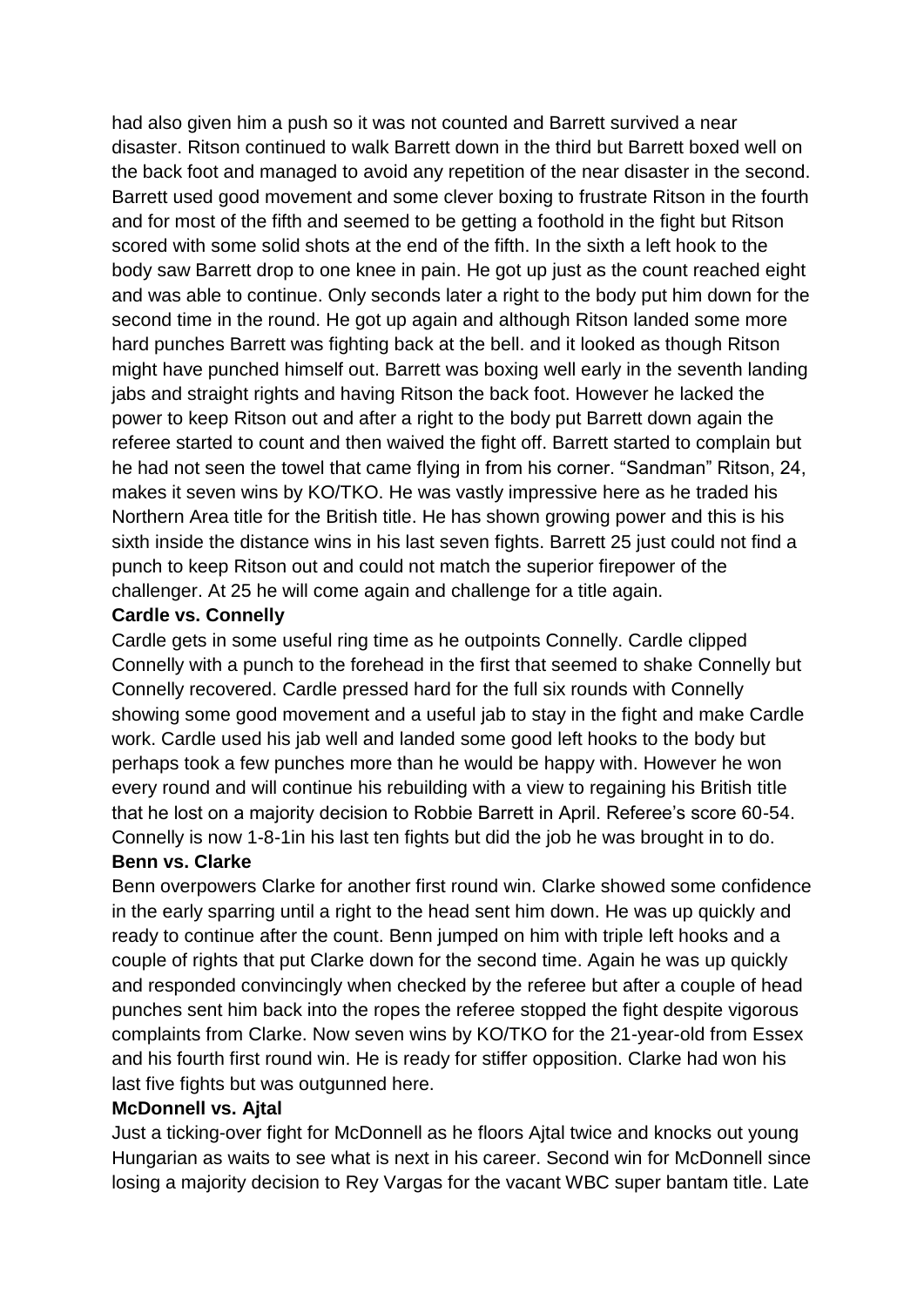had also given him a push so it was not counted and Barrett survived a near disaster. Ritson continued to walk Barrett down in the third but Barrett boxed well on the back foot and managed to avoid any repetition of the near disaster in the second. Barrett used good movement and some clever boxing to frustrate Ritson in the fourth and for most of the fifth and seemed to be getting a foothold in the fight but Ritson scored with some solid shots at the end of the fifth. In the sixth a left hook to the body saw Barrett drop to one knee in pain. He got up just as the count reached eight and was able to continue. Only seconds later a right to the body put him down for the second time in the round. He got up again and although Ritson landed some more hard punches Barrett was fighting back at the bell. and it looked as though Ritson might have punched himself out. Barrett was boxing well early in the seventh landing jabs and straight rights and having Ritson the back foot. However he lacked the power to keep Ritson out and after a right to the body put Barrett down again the referee started to count and then waived the fight off. Barrett started to complain but he had not seen the towel that came flying in from his corner. "Sandman" Ritson, 24, makes it seven wins by KO/TKO. He was vastly impressive here as he traded his Northern Area title for the British title. He has shown growing power and this is his sixth inside the distance wins in his last seven fights. Barrett 25 just could not find a punch to keep Ritson out and could not match the superior firepower of the challenger. At 25 he will come again and challenge for a title again.

**Cardle vs. Connelly**

Cardle gets in some useful ring time as he outpoints Connelly. Cardle clipped Connelly with a punch to the forehead in the first that seemed to shake Connelly but Connelly recovered. Cardle pressed hard for the full six rounds with Connelly showing some good movement and a useful jab to stay in the fight and make Cardle work. Cardle used his jab well and landed some good left hooks to the body but perhaps took a few punches more than he would be happy with. However he won every round and will continue his rebuilding with a view to regaining his British title that he lost on a majority decision to Robbie Barrett in April. Referee's score 60-54. Connelly is now 1-8-1in his last ten fights but did the job he was brought in to do.

**Benn vs. Clarke**

Benn overpowers Clarke for another first round win. Clarke showed some confidence in the early sparring until a right to the head sent him down. He was up quickly and ready to continue after the count. Benn jumped on him with triple left hooks and a couple of rights that put Clarke down for the second time. Again he was up quickly and responded convincingly when checked by the referee but after a couple of head punches sent him back into the ropes the referee stopped the fight despite vigorous complaints from Clarke. Now seven wins by KO/TKO for the 21-year-old from Essex and his fourth first round win. He is ready for stiffer opposition. Clarke had won his last five fights but was outgunned here.

**McDonnell vs. Ajtal**

Just a ticking-over fight for McDonnell as he floors Ajtal twice and knocks out young Hungarian as waits to see what is next in his career. Second win for McDonnell since losing a majority decision to Rey Vargas for the vacant WBC super bantam title. Late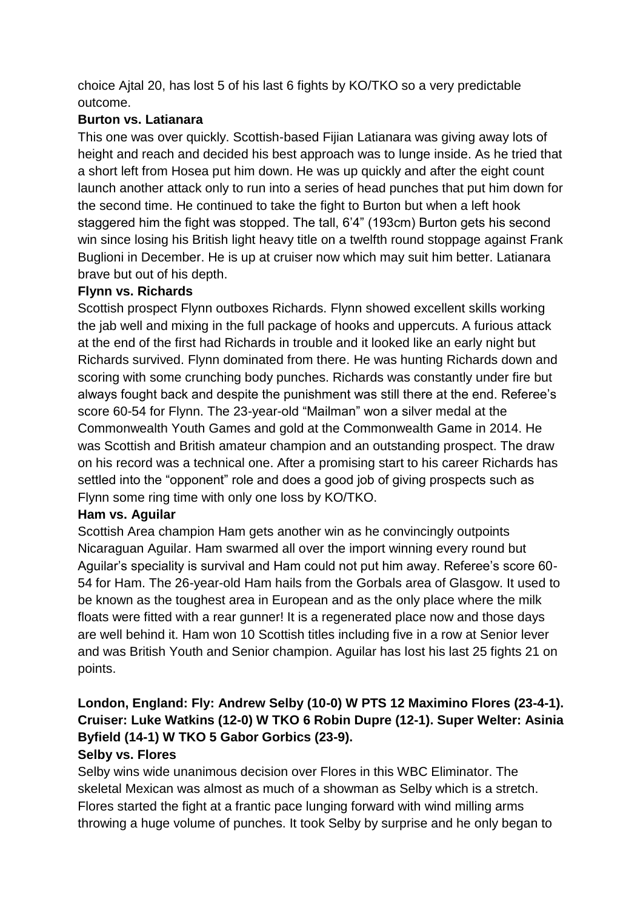choice Ajtal 20, has lost 5 of his last 6 fights by KO/TKO so a very predictable outcome.

**Burton vs. Latianara**

This one was over quickly. Scottish-based Fijian Latianara was giving away lots of height and reach and decided his best approach was to lunge inside. As he tried that a short left from Hosea put him down. He was up quickly and after the eight count launch another attack only to run into a series of head punches that put him down for the second time. He continued to take the fight to Burton but when a left hook staggered him the fight was stopped. The tall, 6'4" (193cm) Burton gets his second win since losing his British light heavy title on a twelfth round stoppage against Frank Buglioni in December. He is up at cruiser now which may suit him better. Latianara brave but out of his depth.

**Flynn vs. Richards**

Scottish prospect Flynn outboxes Richards. Flynn showed excellent skills working the jab well and mixing in the full package of hooks and uppercuts. A furious attack at the end of the first had Richards in trouble and it looked like an early night but Richards survived. Flynn dominated from there. He was hunting Richards down and scoring with some crunching body punches. Richards was constantly under fire but always fought back and despite the punishment was still there at the end. Referee's score 60-54 for Flynn. The 23-year-old "Mailman" won a silver medal at the Commonwealth Youth Games and gold at the Commonwealth Game in 2014. He was Scottish and British amateur champion and an outstanding prospect. The draw on his record was a technical one. After a promising start to his career Richards has settled into the "opponent" role and does a good job of giving prospects such as Flynn some ring time with only one loss by KO/TKO.

**Ham vs. Aguilar**

Scottish Area champion Ham gets another win as he convincingly outpoints Nicaraguan Aguilar. Ham swarmed all over the import winning every round but Aguilar's speciality is survival and Ham could not put him away. Referee's score 60-54 for Ham. The 26-year-old Ham hails from the Gorbals area of Glasgow. It used to be known as the toughest area in European and as the only place where the milk floats were fitted with a rear gunner! It is a regenerated place now and those days are well behind it. Ham won 10 Scottish titles including five in a row at Senior lever and was British Youth and Senior champion. Aguilar has lost his last 25 fights 21 on points.

**London, England: Fly: Andrew Selby (10-0) W PTS 12 Maximino Flores (23-4-1). Cruiser: Luke Watkins (12-0) W TKO 6 Robin Dupre (12-1). Super Welter: Asinia Byfield (14-1) W TKO 5 Gabor Gorbics (23-9).**

**Selby vs. Flores**

Selby wins wide unanimous decision over Flores in this WBC Eliminator. The skeletal Mexican was almost as much of a showman as Selby which is a stretch. Flores started the fight at a frantic pace lunging forward with wind milling arms throwing a huge volume of punches. It took Selby by surprise and he only began to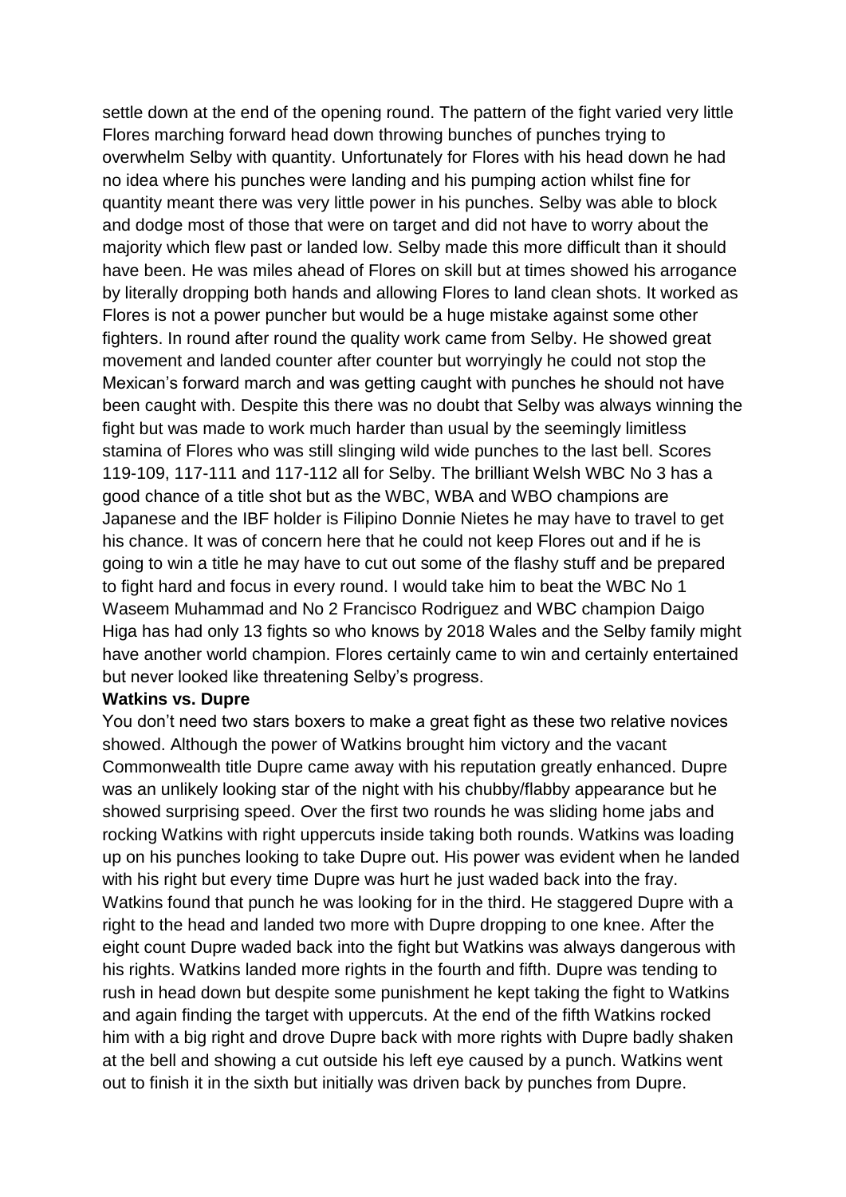settle down at the end of the opening round. The pattern of the fight varied very little Flores marching forward head down throwing bunches of punches trying to overwhelm Selby with quantity. Unfortunately for Flores with his head down he had no idea where his punches were landing and his pumping action whilst fine for quantity meant there was very little power in his punches. Selby was able to block and dodge most of those that were on target and did not have to worry about the majority which flew past or landed low. Selby made this more difficult than it should have been. He was miles ahead of Flores on skill but at times showed his arrogance by literally dropping both hands and allowing Flores to land clean shots. It worked as Flores is not a power puncher but would be a huge mistake against some other fighters. In round after round the quality work came from Selby. He showed great movement and landed counter after counter but worryingly he could not stop the Mexican's forward march and was getting caught with punches he should not have been caught with. Despite this there was no doubt that Selby was always winning the fight but was made to work much harder than usual by the seemingly limitless stamina of Flores who was still slinging wild wide punches to the last bell. Scores 119-109, 117-111 and 117-112 all for Selby. The brilliant Welsh WBC No 3 has a good chance of a title shot but as the WBC, WBA and WBO champions are Japanese and the IBF holder is Filipino Donnie Nietes he may have to travel to get his chance. It was of concern here that he could not keep Flores out and if he is going to win a title he may have to cut out some of the flashy stuff and be prepared to fight hard and focus in every round. I would take him to beat the WBC No 1 Waseem Muhammad and No 2 Francisco Rodriguez and WBC champion Daigo Higa has had only 13 fights so who knows by 2018 Wales and the Selby family might have another world champion. Flores certainly came to win and certainly entertained but never looked like threatening Selby's progress.

**Watkins vs. Dupre**

You don't need two stars boxers to make a great fight as these two relative novices showed. Although the power of Watkins brought him victory and the vacant Commonwealth title Dupre came away with his reputation greatly enhanced. Dupre was an unlikely looking star of the night with his chubby/flabby appearance but he showed surprising speed. Over the first two rounds he was sliding home jabs and rocking Watkins with right uppercuts inside taking both rounds. Watkins was loading up on his punches looking to take Dupre out. His power was evident when he landed with his right but every time Dupre was hurt he just waded back into the fray. Watkins found that punch he was looking for in the third. He staggered Dupre with a right to the head and landed two more with Dupre dropping to one knee. After the eight count Dupre waded back into the fight but Watkins was always dangerous with his rights. Watkins landed more rights in the fourth and fifth. Dupre was tending to rush in head down but despite some punishment he kept taking the fight to Watkins and again finding the target with uppercuts. At the end of the fifth Watkins rocked him with a big right and drove Dupre back with more rights with Dupre badly shaken at the bell and showing a cut outside his left eye caused by a punch. Watkins went out to finish it in the sixth but initially was driven back by punches from Dupre.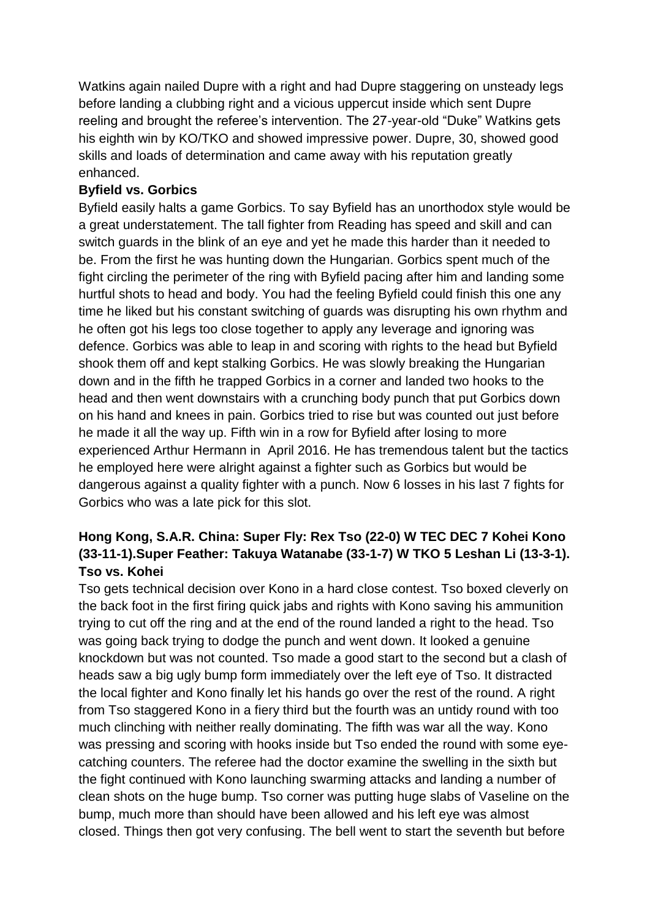Watkins again nailed Dupre with a right and had Dupre staggering on unsteady legs before landing a clubbing right and a vicious uppercut inside which sent Dupre reeling and brought the referee's intervention. The 27-year-old "Duke" Watkins gets his eighth win by KO/TKO and showed impressive power. Dupre, 30, showed good skills and loads of determination and came away with his reputation greatly enhanced.

**Byfield vs. Gorbics**

Byfield easily halts a game Gorbics. To say Byfield has an unorthodox style would be a great understatement. The tall fighter from Reading has speed and skill and can switch guards in the blink of an eye and yet he made this harder than it needed to be. From the first he was hunting down the Hungarian. Gorbics spent much of the fight circling the perimeter of the ring with Byfield pacing after him and landing some hurtful shots to head and body. You had the feeling Byfield could finish this one any time he liked but his constant switching of guards was disrupting his own rhythm and he often got his legs too close together to apply any leverage and ignoring was defence. Gorbics was able to leap in and scoring with rights to the head but Byfield shook them off and kept stalking Gorbics. He was slowly breaking the Hungarian down and in the fifth he trapped Gorbics in a corner and landed two hooks to the head and then went downstairs with a crunching body punch that put Gorbics down on his hand and knees in pain. Gorbics tried to rise but was counted out just before he made it all the way up. Fifth win in a row for Byfield after losing to more experienced Arthur Hermann in April 2016. He has tremendous talent but the tactics he employed here were alright against a fighter such as Gorbics but would be dangerous against a quality fighter with a punch. Now 6 losses in his last 7 fights for Gorbics who was a late pick for this slot.

**Hong Kong, S.A.R. China: Super Fly: Rex Tso (22-0) W TEC DEC 7 Kohei Kono (33-11-1).Super Feather: Takuya Watanabe (33-1-7) W TKO 5 Leshan Li (13-3-1).**

**Tso vs. Kohei**

Tso gets technical decision over Kono in a hard close contest. Tso boxed cleverly on the back foot in the first firing quick jabs and rights with Kono saving his ammunition trying to cut off the ring and at the end of the round landed a right to the head. Tso was going back trying to dodge the punch and went down. It looked a genuine knockdown but was not counted. Tso made a good start to the second but a clash of heads saw a big ugly bump form immediately over the left eye of Tso. It distracted the local fighter and Kono finally let his hands go over the rest of the round. A right from Tso staggered Kono in a fiery third but the fourth was an untidy round with too much clinching with neither really dominating. The fifth was war all the way. Kono was pressing and scoring with hooks inside but Tso ended the round with some eye-catching counters. The referee had the doctor examine the swelling in the sixth but the fight continued with Kono launching swarming attacks and landing a number of clean shots on the huge bump. Tso corner was putting huge slabs of Vaseline on the bump, much more than should have been allowed and his left eye was almost closed. Things then got very confusing. The bell went to start the seventh but before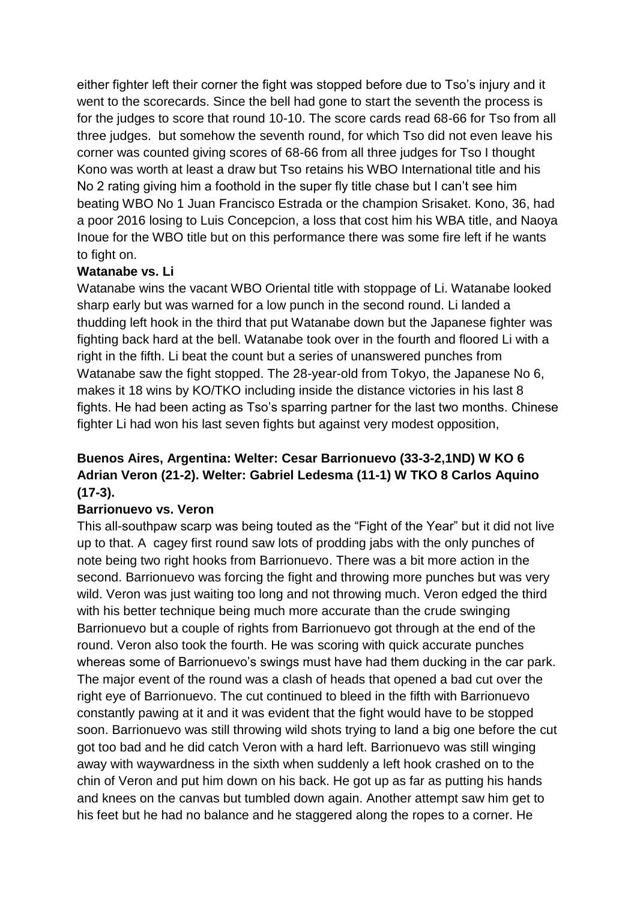either fighter left their corner the fight was stopped before due to Tso's injury and it went to the scorecards. Since the bell had gone to start the seventh the process is for the judges to score that round 10-10. The score cards read 68-66 for Tso from all three judges. but somehow the seventh round, for which Tso did not even leave his corner was counted giving scores of 68-66 from all three judges for Tso I thought Kono was worth at least a draw but Tso retains his WBO International title and his No 2 rating giving him a foothold in the super fly title chase but I can't see him beating WBO No 1 Juan Francisco Estrada or the champion Srisaket. Kono, 36, had a poor 2016 losing to Luis Concepcion, a loss that cost him his WBA title, and Naoya Inoue for the WBO title but on this performance there was some fire left if he wants to fight on.

**Watanabe vs. Li**

Watanabe wins the vacant WBO Oriental title with stoppage of Li. Watanabe looked sharp early but was warned for a low punch in the second round. Li landed a thudding left hook in the third that put Watanabe down but the Japanese fighter was fighting back hard at the bell. Watanabe took over in the fourth and floored Li with a right in the fifth. Li beat the count but a series of unanswered punches from Watanabe saw the fight stopped. The 28-year-old from Tokyo, the Japanese No 6, makes it 18 wins by KO/TKO including inside the distance victories in his last 8 fights. He had been acting as Tso's sparring partner for the last two months. Chinese fighter Li had won his last seven fights but against very modest opposition,

**Buenos Aires, Argentina: Welter: Cesar Barrionuevo (33-3-2,1ND) W KO 6 Adrian Veron (21-2). Welter: Gabriel Ledesma (11-1) W TKO 8 Carlos Aquino (17-3).**

**Barrionuevo vs. Veron**

This all-southpaw scarp was being touted as the "Fight of the Year" but it did not live up to that. A cagey first round saw lots of prodding jabs with the only punches of note being two right hooks from Barrionuevo. There was a bit more action in the second. Barrionuevo was forcing the fight and throwing more punches but was very wild. Veron was just waiting too long and not throwing much. Veron edged the third with his better technique being much more accurate than the crude swinging Barrionuevo but a couple of rights from Barrionuevo got through at the end of the round. Veron also took the fourth. He was scoring with quick accurate punches whereas some of Barrionuevo's swings must have had them ducking in the car park. The major event of the round was a clash of heads that opened a bad cut over the right eye of Barrionuevo. The cut continued to bleed in the fifth with Barrionuevo constantly pawing at it and it was evident that the fight would have to be stopped soon. Barrionuevo was still throwing wild shots trying to land a big one before the cut got too bad and he did catch Veron with a hard left. Barrionuevo was still winging away with waywardness in the sixth when suddenly a left hook crashed on to the chin of Veron and put him down on his back. He got up as far as putting his hands and knees on the canvas but tumbled down again. Another attempt saw him get to his feet but he had no balance and he staggered along the ropes to a corner. He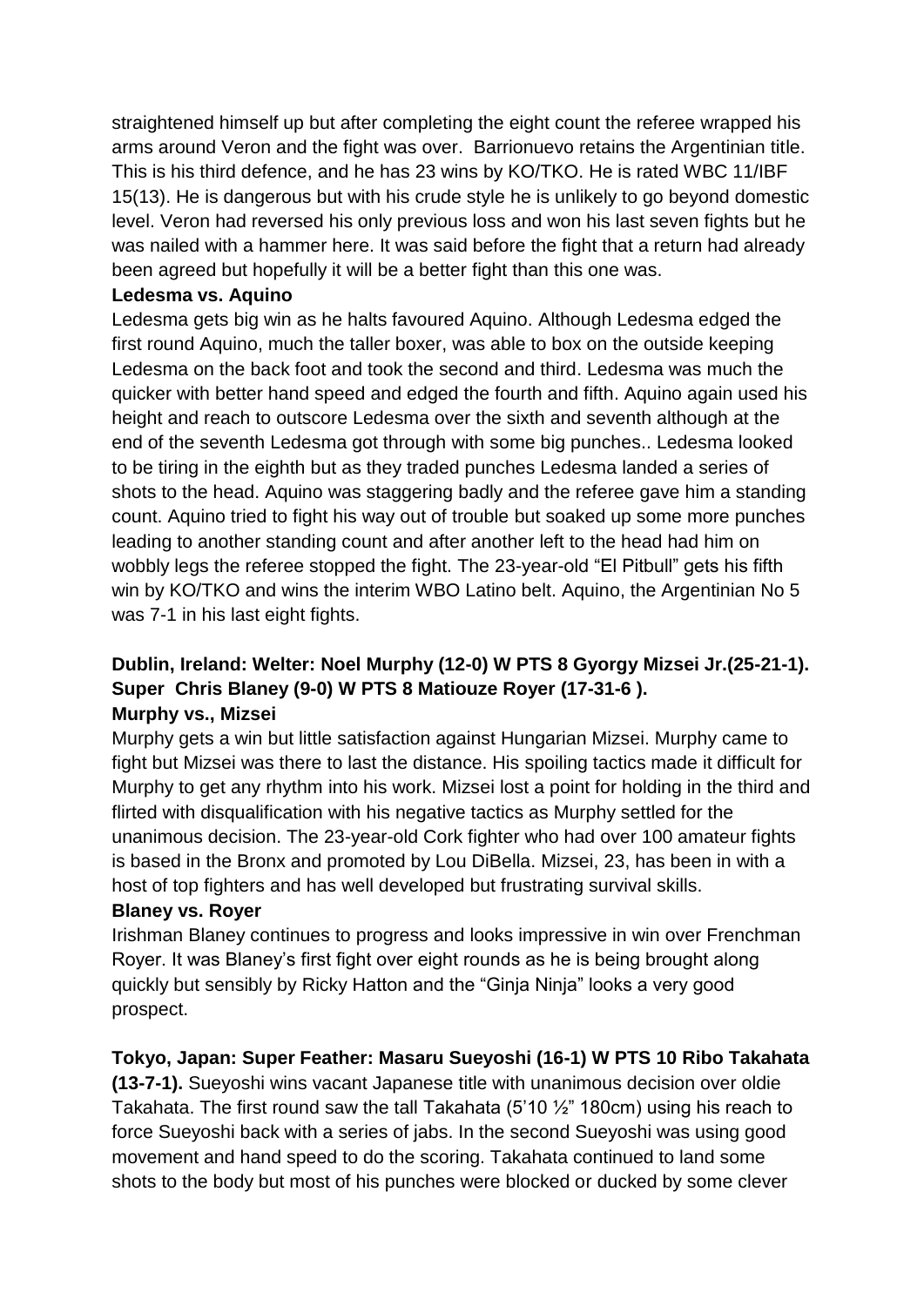straightened himself up but after completing the eight count the referee wrapped his arms around Veron and the fight was over. Barrionuevo retains the Argentinian title. This is his third defence, and he has 23 wins by KO/TKO. He is rated WBC 11/IBF 15(13). He is dangerous but with his crude style he is unlikely to go beyond domestic level. Veron had reversed his only previous loss and won his last seven fights but he was nailed with a hammer here. It was said before the fight that a return had already been agreed but hopefully it will be a better fight than this one was.

**Ledesma vs. Aquino**

Ledesma gets big win as he halts favoured Aquino. Although Ledesma edged the first round Aquino, much the taller boxer, was able to box on the outside keeping Ledesma on the back foot and took the second and third. Ledesma was much the quicker with better hand speed and edged the fourth and fifth. Aquino again used his height and reach to outscore Ledesma over the sixth and seventh although at the end of the seventh Ledesma got through with some big punches.. Ledesma looked to be tiring in the eighth but as they traded punches Ledesma landed a series of shots to the head. Aquino was staggering badly and the referee gave him a standing count. Aquino tried to fight his way out of trouble but soaked up some more punches leading to another standing count and after another left to the head had him on wobbly legs the referee stopped the fight. The 23-year-old "El Pitbull" gets his fifth win by KO/TKO and wins the interim WBO Latino belt. Aquino, the Argentinian No 5 was 7-1 in his last eight fights.

**Dublin, Ireland: Welter: Noel Murphy (12-0) W PTS 8 Gyorgy Mizsei Jr.(25-21-1). Super Chris Blaney (9-0) W PTS 8 Matiouze Royer (17-31-6 ).**

**Murphy vs., Mizsei**

Murphy gets a win but little satisfaction against Hungarian Mizsei. Murphy came to fight but Mizsei was there to last the distance. His spoiling tactics made it difficult for Murphy to get any rhythm into his work. Mizsei lost a point for holding in the third and flirted with disqualification with his negative tactics as Murphy settled for the unanimous decision. The 23-year-old Cork fighter who had over 100 amateur fights is based in the Bronx and promoted by Lou DiBella. Mizsei, 23, has been in with a host of top fighters and has well developed but frustrating survival skills.

**Blaney vs. Royer**

Irishman Blaney continues to progress and looks impressive in win over Frenchman Royer. It was Blaney's first fight over eight rounds as he is being brought along quickly but sensibly by Ricky Hatton and the "Ginja Ninja" looks a very good prospect.

**Tokyo, Japan: Super Feather: Masaru Sueyoshi (16-1) W PTS 10 Ribo Takahata (13-7-1).** Sueyoshi wins vacant Japanese title with unanimous decision over oldie Takahata. The first round saw the tall Takahata (5'10 ½" 180cm) using his reach to force Sueyoshi back with a series of jabs. In the second Sueyoshi was using good movement and hand speed to do the scoring. Takahata continued to land some shots to the body but most of his punches were blocked or ducked by some clever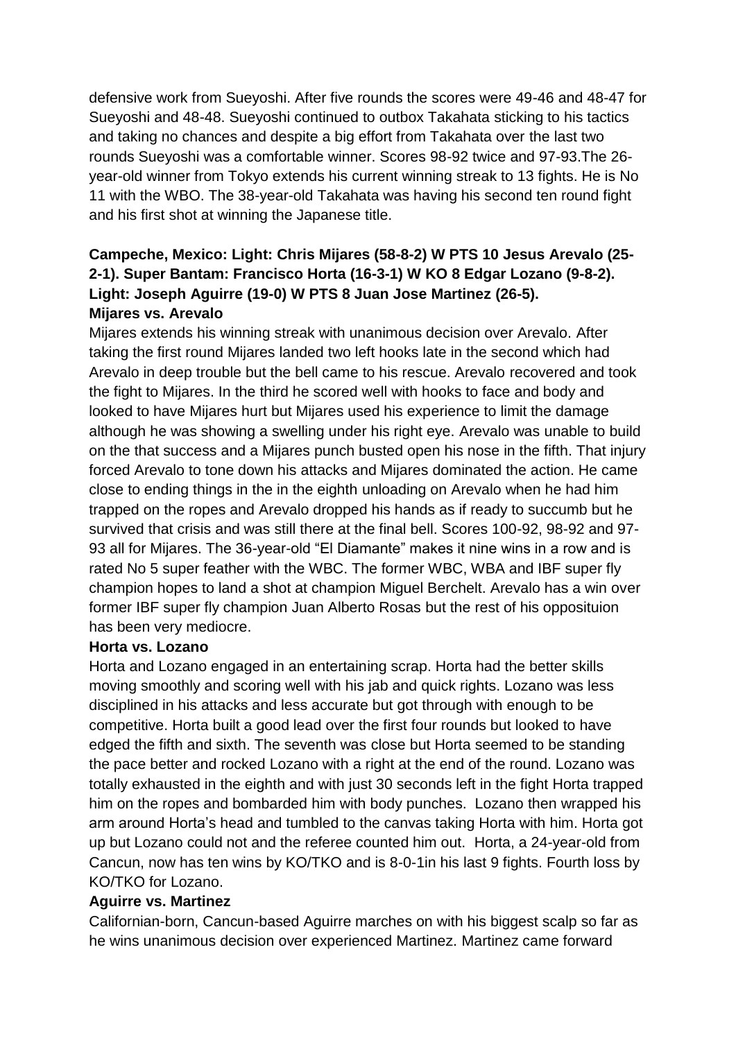defensive work from Sueyoshi. After five rounds the scores were 49-46 and 48-47 for Sueyoshi and 48-48. Sueyoshi continued to outbox Takahata sticking to his tactics and taking no chances and despite a big effort from Takahata over the last two rounds Sueyoshi was a comfortable winner. Scores 98-92 twice and 97-93.The 26-year-old winner from Tokyo extends his current winning streak to 13 fights. He is No 11 with the WBO. The 38-year-old Takahata was having his second ten round fight and his first shot at winning the Japanese title.

**Campeche, Mexico: Light: Chris Mijares (58-8-2) W PTS 10 Jesus Arevalo (25-2-1). Super Bantam: Francisco Horta (16-3-1) W KO 8 Edgar Lozano (9-8-2). Light: Joseph Aguirre (19-0) W PTS 8 Juan Jose Martinez (26-5).**

**Mijares vs. Arevalo**

Mijares extends his winning streak with unanimous decision over Arevalo. After taking the first round Mijares landed two left hooks late in the second which had Arevalo in deep trouble but the bell came to his rescue. Arevalo recovered and took the fight to Mijares. In the third he scored well with hooks to face and body and looked to have Mijares hurt but Mijares used his experience to limit the damage although he was showing a swelling under his right eye. Arevalo was unable to build on the that success and a Mijares punch busted open his nose in the fifth. That injury forced Arevalo to tone down his attacks and Mijares dominated the action. He came close to ending things in the in the eighth unloading on Arevalo when he had him trapped on the ropes and Arevalo dropped his hands as if ready to succumb but he survived that crisis and was still there at the final bell. Scores 100-92, 98-92 and 97-93 all for Mijares. The 36-year-old "El Diamante" makes it nine wins in a row and is rated No 5 super feather with the WBC. The former WBC, WBA and IBF super fly champion hopes to land a shot at champion Miguel Berchelt. Arevalo has a win over former IBF super fly champion Juan Alberto Rosas but the rest of his opposituion has been very mediocre.

**Horta vs. Lozano**

Horta and Lozano engaged in an entertaining scrap. Horta had the better skills moving smoothly and scoring well with his jab and quick rights. Lozano was less disciplined in his attacks and less accurate but got through with enough to be competitive. Horta built a good lead over the first four rounds but looked to have edged the fifth and sixth. The seventh was close but Horta seemed to be standing the pace better and rocked Lozano with a right at the end of the round. Lozano was totally exhausted in the eighth and with just 30 seconds left in the fight Horta trapped him on the ropes and bombarded him with body punches. Lozano then wrapped his arm around Horta's head and tumbled to the canvas taking Horta with him. Horta got up but Lozano could not and the referee counted him out. Horta, a 24-year-old from Cancun, now has ten wins by KO/TKO and is 8-0-1in his last 9 fights. Fourth loss by KO/TKO for Lozano.

**Aguirre vs. Martinez**

Californian-born, Cancun-based Aguirre marches on with his biggest scalp so far as he wins unanimous decision over experienced Martinez. Martinez came forward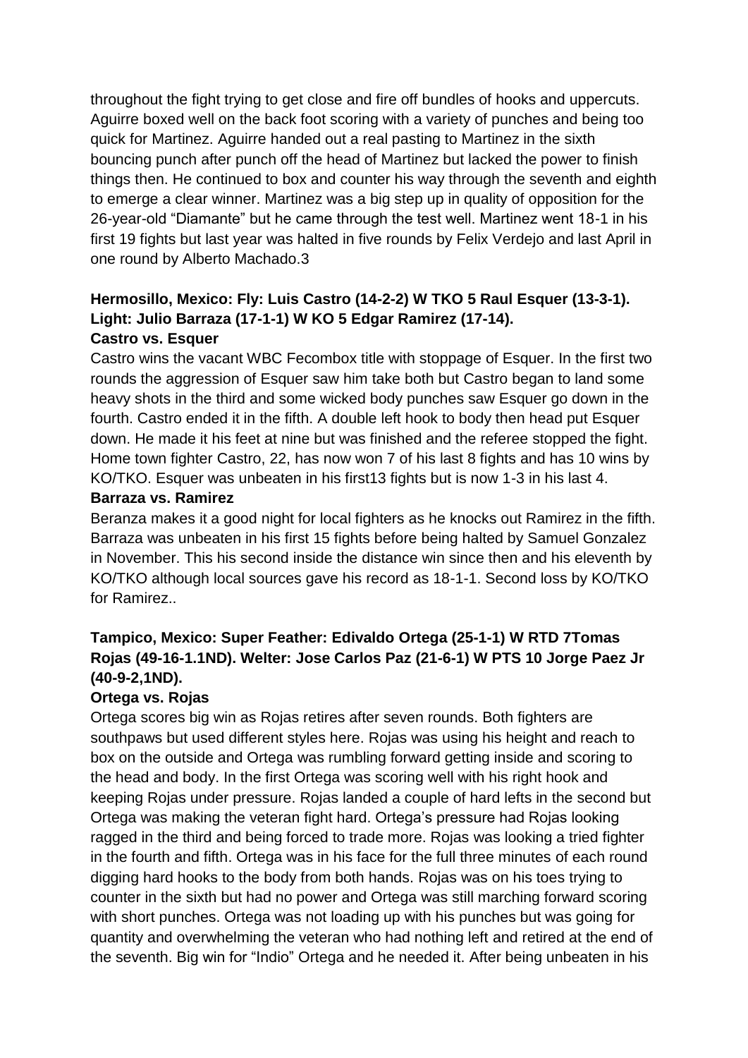throughout the fight trying to get close and fire off bundles of hooks and uppercuts. Aguirre boxed well on the back foot scoring with a variety of punches and being too quick for Martinez. Aguirre handed out a real pasting to Martinez in the sixth bouncing punch after punch off the head of Martinez but lacked the power to finish things then. He continued to box and counter his way through the seventh and eighth to emerge a clear winner. Martinez was a big step up in quality of opposition for the 26-year-old "Diamante" but he came through the test well. Martinez went 18-1 in his first 19 fights but last year was halted in five rounds by Felix Verdejo and last April in one round by Alberto Machado.3

**Hermosillo, Mexico: Fly: Luis Castro (14-2-2) W TKO 5 Raul Esquer (13-3-1). Light: Julio Barraza (17-1-1) W KO 5 Edgar Ramirez (17-14).**

**Castro vs. Esquer**

Castro wins the vacant WBC Fecombox title with stoppage of Esquer. In the first two rounds the aggression of Esquer saw him take both but Castro began to land some heavy shots in the third and some wicked body punches saw Esquer go down in the fourth. Castro ended it in the fifth. A double left hook to body then head put Esquer down. He made it his feet at nine but was finished and the referee stopped the fight. Home town fighter Castro, 22, has now won 7 of his last 8 fights and has 10 wins by KO/TKO. Esquer was unbeaten in his first13 fights but is now 1-3 in his last 4.

**Barraza vs. Ramirez**

Beranza makes it a good night for local fighters as he knocks out Ramirez in the fifth. Barraza was unbeaten in his first 15 fights before being halted by Samuel Gonzalez in November. This his second inside the distance win since then and his eleventh by KO/TKO although local sources gave his record as 18-1-1. Second loss by KO/TKO for Ramirez..

**Tampico, Mexico: Super Feather: Edivaldo Ortega (25-1-1) W RTD 7Tomas Rojas (49-16-1.1ND). Welter: Jose Carlos Paz (21-6-1) W PTS 10 Jorge Paez Jr (40-9-2,1ND).**

**Ortega vs. Rojas**

Ortega scores big win as Rojas retires after seven rounds. Both fighters are southpaws but used different styles here. Rojas was using his height and reach to box on the outside and Ortega was rumbling forward getting inside and scoring to the head and body. In the first Ortega was scoring well with his right hook and keeping Rojas under pressure. Rojas landed a couple of hard lefts in the second but Ortega was making the veteran fight hard. Ortega's pressure had Rojas looking ragged in the third and being forced to trade more. Rojas was looking a tried fighter in the fourth and fifth. Ortega was in his face for the full three minutes of each round digging hard hooks to the body from both hands. Rojas was on his toes trying to counter in the sixth but had no power and Ortega was still marching forward scoring with short punches. Ortega was not loading up with his punches but was going for quantity and overwhelming the veteran who had nothing left and retired at the end of the seventh. Big win for "Indio" Ortega and he needed it. After being unbeaten in his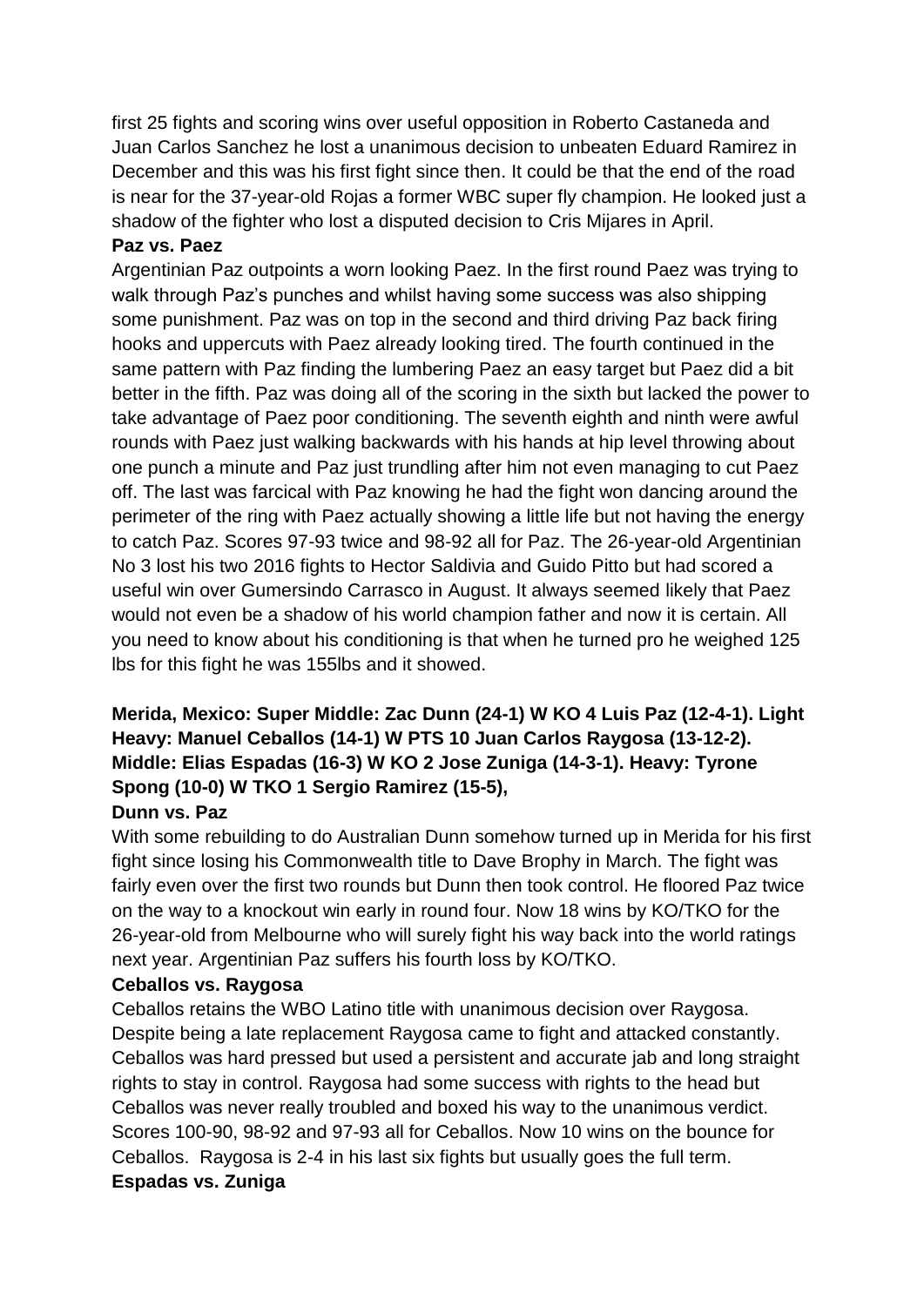first 25 fights and scoring wins over useful opposition in Roberto Castaneda and Juan Carlos Sanchez he lost a unanimous decision to unbeaten Eduard Ramirez in December and this was his first fight since then. It could be that the end of the road is near for the 37-year-old Rojas a former WBC super fly champion. He looked just a shadow of the fighter who lost a disputed decision to Cris Mijares in April.

**Paz vs. Paez**

Argentinian Paz outpoints a worn looking Paez. In the first round Paez was trying to walk through Paz's punches and whilst having some success was also shipping some punishment. Paz was on top in the second and third driving Paz back firing hooks and uppercuts with Paez already looking tired. The fourth continued in the same pattern with Paz finding the lumbering Paez an easy target but Paez did a bit better in the fifth. Paz was doing all of the scoring in the sixth but lacked the power to take advantage of Paez poor conditioning. The seventh eighth and ninth were awful rounds with Paez just walking backwards with his hands at hip level throwing about one punch a minute and Paz just trundling after him not even managing to cut Paez off. The last was farcical with Paz knowing he had the fight won dancing around the perimeter of the ring with Paez actually showing a little life but not having the energy to catch Paz. Scores 97-93 twice and 98-92 all for Paz. The 26-year-old Argentinian No 3 lost his two 2016 fights to Hector Saldivia and Guido Pitto but had scored a useful win over Gumersindo Carrasco in August. It always seemed likely that Paez would not even be a shadow of his world champion father and now it is certain. All you need to know about his conditioning is that when he turned pro he weighed 125 lbs for this fight he was 155lbs and it showed.

**Merida, Mexico: Super Middle: Zac Dunn (24-1) W KO 4 Luis Paz (12-4-1). Light Heavy: Manuel Ceballos (14-1) W PTS 10 Juan Carlos Raygosa (13-12-2). Middle: Elias Espadas (16-3) W KO 2 Jose Zuniga (14-3-1). Heavy: Tyrone Spong (10-0) W TKO 1 Sergio Ramirez (15-5),**

**Dunn vs. Paz**

With some rebuilding to do Australian Dunn somehow turned up in Merida for his first fight since losing his Commonwealth title to Dave Brophy in March. The fight was fairly even over the first two rounds but Dunn then took control. He floored Paz twice on the way to a knockout win early in round four. Now 18 wins by KO/TKO for the 26-year-old from Melbourne who will surely fight his way back into the world ratings next year. Argentinian Paz suffers his fourth loss by KO/TKO.

**Ceballos vs. Raygosa**

Ceballos retains the WBO Latino title with unanimous decision over Raygosa. Despite being a late replacement Raygosa came to fight and attacked constantly. Ceballos was hard pressed but used a persistent and accurate jab and long straight rights to stay in control. Raygosa had some success with rights to the head but Ceballos was never really troubled and boxed his way to the unanimous verdict. Scores 100-90, 98-92 and 97-93 all for Ceballos. Now 10 wins on the bounce for Ceballos. Raygosa is 2-4 in his last six fights but usually goes the full term.

**Espadas vs. Zuniga**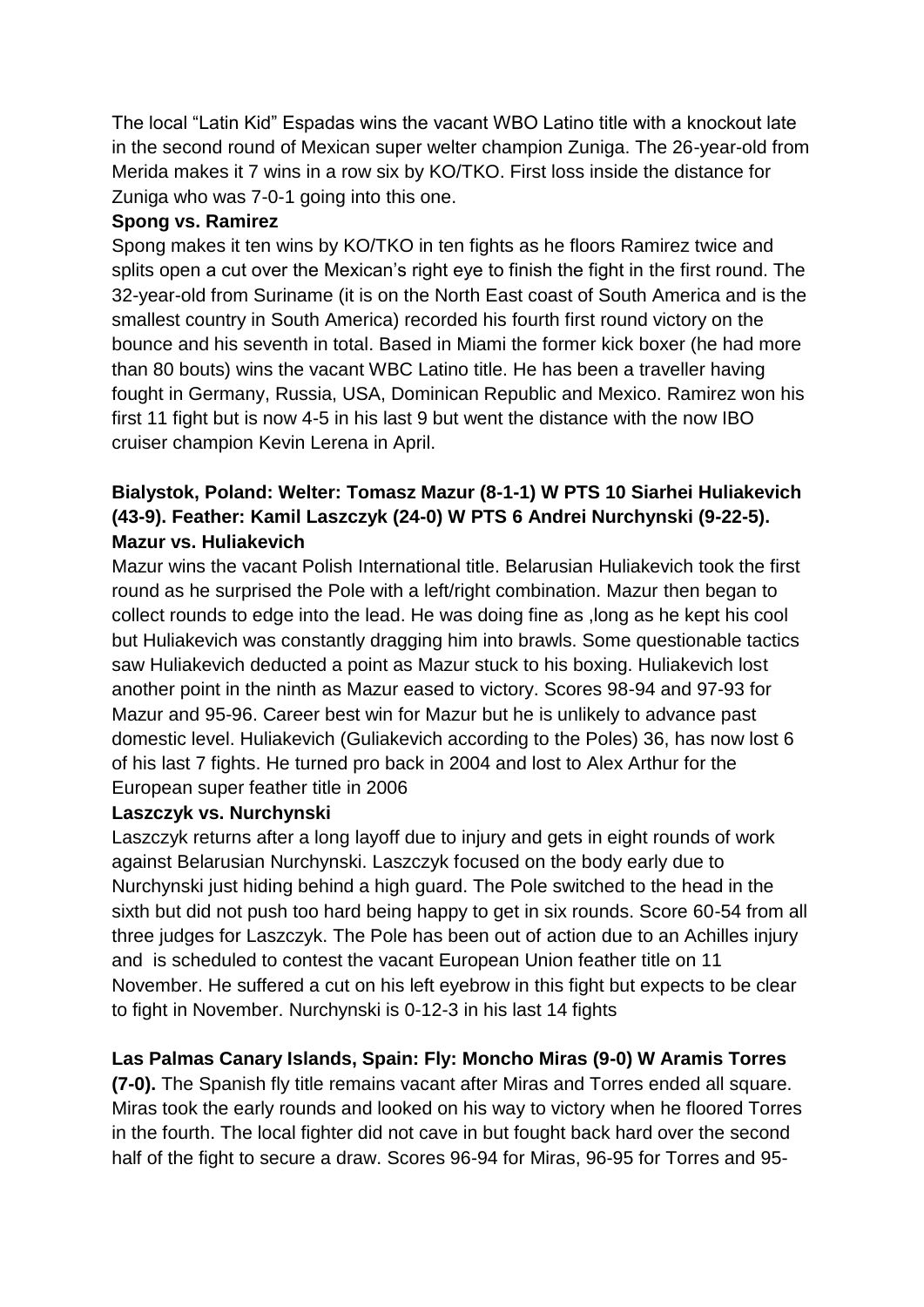The local "Latin Kid" Espadas wins the vacant WBO Latino title with a knockout late in the second round of Mexican super welter champion Zuniga. The 26-year-old from Merida makes it 7 wins in a row six by KO/TKO. First loss inside the distance for Zuniga who was 7-0-1 going into this one.

**Spong vs. Ramirez**

Spong makes it ten wins by KO/TKO in ten fights as he floors Ramirez twice and splits open a cut over the Mexican's right eye to finish the fight in the first round. The 32-year-old from Suriname (it is on the North East coast of South America and is the smallest country in South America) recorded his fourth first round victory on the bounce and his seventh in total. Based in Miami the former kick boxer (he had more than 80 bouts) wins the vacant WBC Latino title. He has been a traveller having fought in Germany, Russia, USA, Dominican Republic and Mexico. Ramirez won his first 11 fight but is now 4-5 in his last 9 but went the distance with the now IBO cruiser champion Kevin Lerena in April.

**Bialystok, Poland: Welter: Tomasz Mazur (8-1-1) W PTS 10 Siarhei Huliakevich (43-9). Feather: Kamil Laszczyk (24-0) W PTS 6 Andrei Nurchynski (9-22-5).**

**Mazur vs. Huliakevich**

Mazur wins the vacant Polish International title. Belarusian Huliakevich took the first round as he surprised the Pole with a left/right combination. Mazur then began to collect rounds to edge into the lead. He was doing fine as ,long as he kept his cool but Huliakevich was constantly dragging him into brawls. Some questionable tactics saw Huliakevich deducted a point as Mazur stuck to his boxing. Huliakevich lost another point in the ninth as Mazur eased to victory. Scores 98-94 and 97-93 for Mazur and 95-96. Career best win for Mazur but he is unlikely to advance past domestic level. Huliakevich (Guliakevich according to the Poles) 36, has now lost 6 of his last 7 fights. He turned pro back in 2004 and lost to Alex Arthur for the European super feather title in 2006

**Laszczyk vs. Nurchynski**

Laszczyk returns after a long layoff due to injury and gets in eight rounds of work against Belarusian Nurchynski. Laszczyk focused on the body early due to Nurchynski just hiding behind a high guard. The Pole switched to the head in the sixth but did not push too hard being happy to get in six rounds. Score 60-54 from all three judges for Laszczyk. The Pole has been out of action due to an Achilles injury and is scheduled to contest the vacant European Union feather title on 11 November. He suffered a cut on his left eyebrow in this fight but expects to be clear to fight in November. Nurchynski is 0-12-3 in his last 14 fights

**Las Palmas Canary Islands, Spain: Fly: Moncho Miras (9-0) W Aramis Torres (7-0).** The Spanish fly title remains vacant after Miras and Torres ended all square. Miras took the early rounds and looked on his way to victory when he floored Torres in the fourth. The local fighter did not cave in but fought back hard over the second half of the fight to secure a draw. Scores 96-94 for Miras, 96-95 for Torres and 95-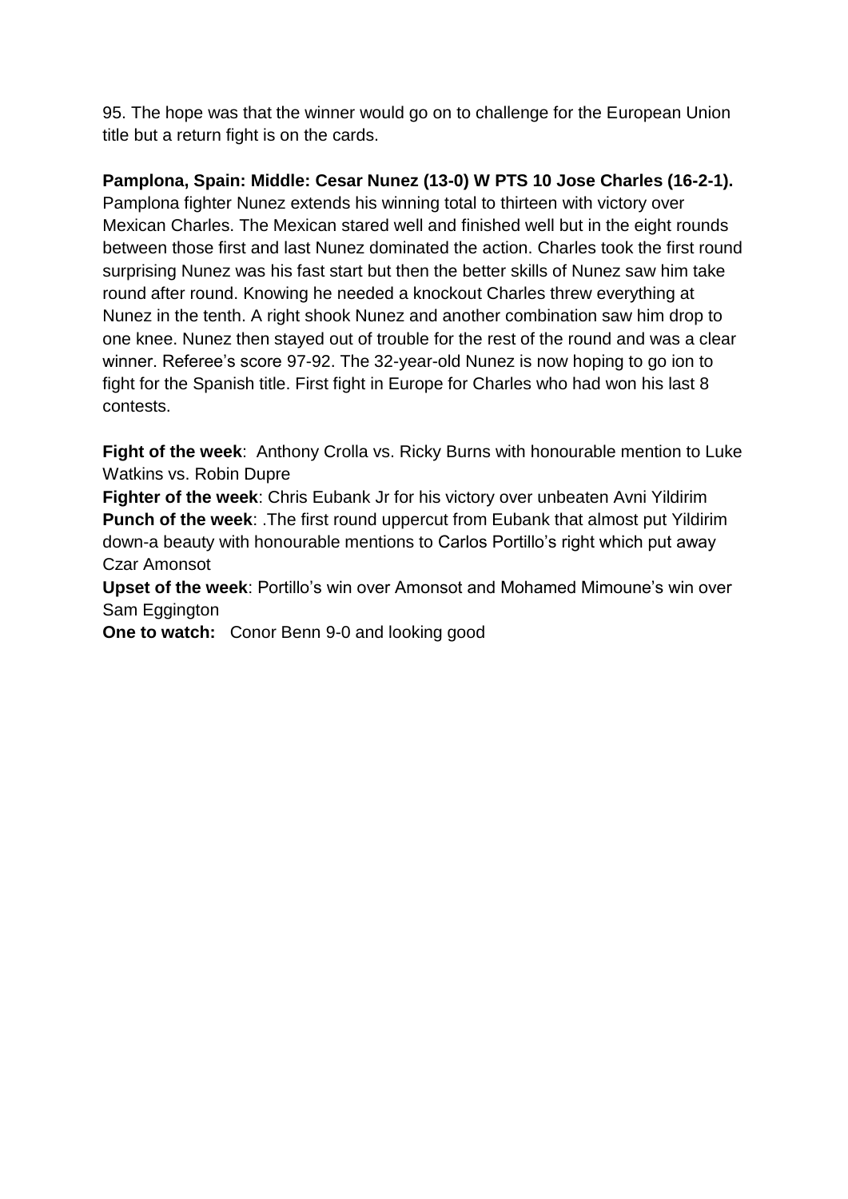95. The hope was that the winner would go on to challenge for the European Union title but a return fight is on the cards.

**Pamplona, Spain: Middle: Cesar Nunez (13-0) W PTS 10 Jose Charles (16-2-1).** Pamplona fighter Nunez extends his winning total to thirteen with victory over Mexican Charles. The Mexican stared well and finished well but in the eight rounds between those first and last Nunez dominated the action. Charles took the first round surprising Nunez was his fast start but then the better skills of Nunez saw him take round after round. Knowing he needed a knockout Charles threw everything at Nunez in the tenth. A right shook Nunez and another combination saw him drop to one knee. Nunez then stayed out of trouble for the rest of the round and was a clear winner. Referee's score 97-92. The 32-year-old Nunez is now hoping to go ion to fight for the Spanish title. First fight in Europe for Charles who had won his last 8 contests.

**Fight of the week**: Anthony Crolla vs. Ricky Burns with honourable mention to Luke Watkins vs. Robin Dupre

**Fighter of the week**: Chris Eubank Jr for his victory over unbeaten Avni Yildirim

**Punch of the week**: .The first round uppercut from Eubank that almost put Yildirim down-a beauty with honourable mentions to Carlos Portillo's right which put away Czar Amonsot

**Upset of the week**: Portillo's win over Amonsot and Mohamed Mimoune's win over Sam Eggington

**One to watch:** Conor Benn 9-0 and looking good